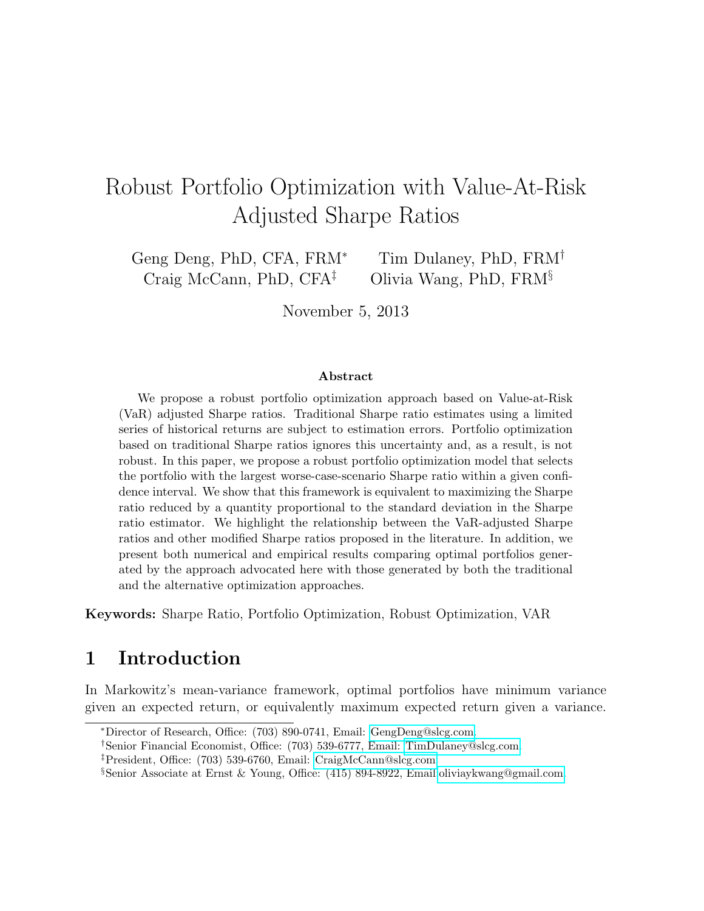# Robust Portfolio Optimization with Value-At-Risk Adjusted Sharpe Ratios

Geng Deng, PhD, CFA, FRM[*] Tim Dulaney, PhD, FRM[†]
Craig McCann, PhD, CFA[‡] Olivia Wang, PhD, FRM[§]

November 5, 2013

**Abstract**

We propose a robust portfolio optimization approach based on Value-at-Risk (VaR) adjusted Sharpe ratios. Traditional Sharpe ratio estimates using a limited series of historical returns are subject to estimation errors. Portfolio optimization based on traditional Sharpe ratios ignores this uncertainty and, as a result, is not robust. In this paper, we propose a robust portfolio optimization model that selects the portfolio with the largest worse-case-scenario Sharpe ratio within a given confidence interval. We show that this framework is equivalent to maximizing the Sharpe ratio reduced by a quantity proportional to the standard deviation in the Sharpe ratio estimator. We highlight the relationship between the VaR-adjusted Sharpe ratios and other modified Sharpe ratios proposed in the literature. In addition, we present both numerical and empirical results comparing optimal portfolios generated by the approach advocated here with those generated by both the traditional and the alternative optimization approaches.

**Keywords:** Sharpe Ratio, Portfolio Optimization, Robust Optimization, VAR

## 1 Introduction

In Markowitz's mean-variance framework, optimal portfolios have minimum variance given an expected return, or equivalently maximum expected return given a variance.

[*]Director of Research, Office: (703) 890-0741, Email: GengDeng@slcg.com.
[†]Senior Financial Economist, Office: (703) 539-6777, Email: TimDulaney@slcg.com.
[‡]President, Office: (703) 539-6760, Email: CraigMcCann@slcg.com.
[§]Senior Associate at Ernst & Young, Office: (415) 894-8922, Email oliviaykwang@gmail.com.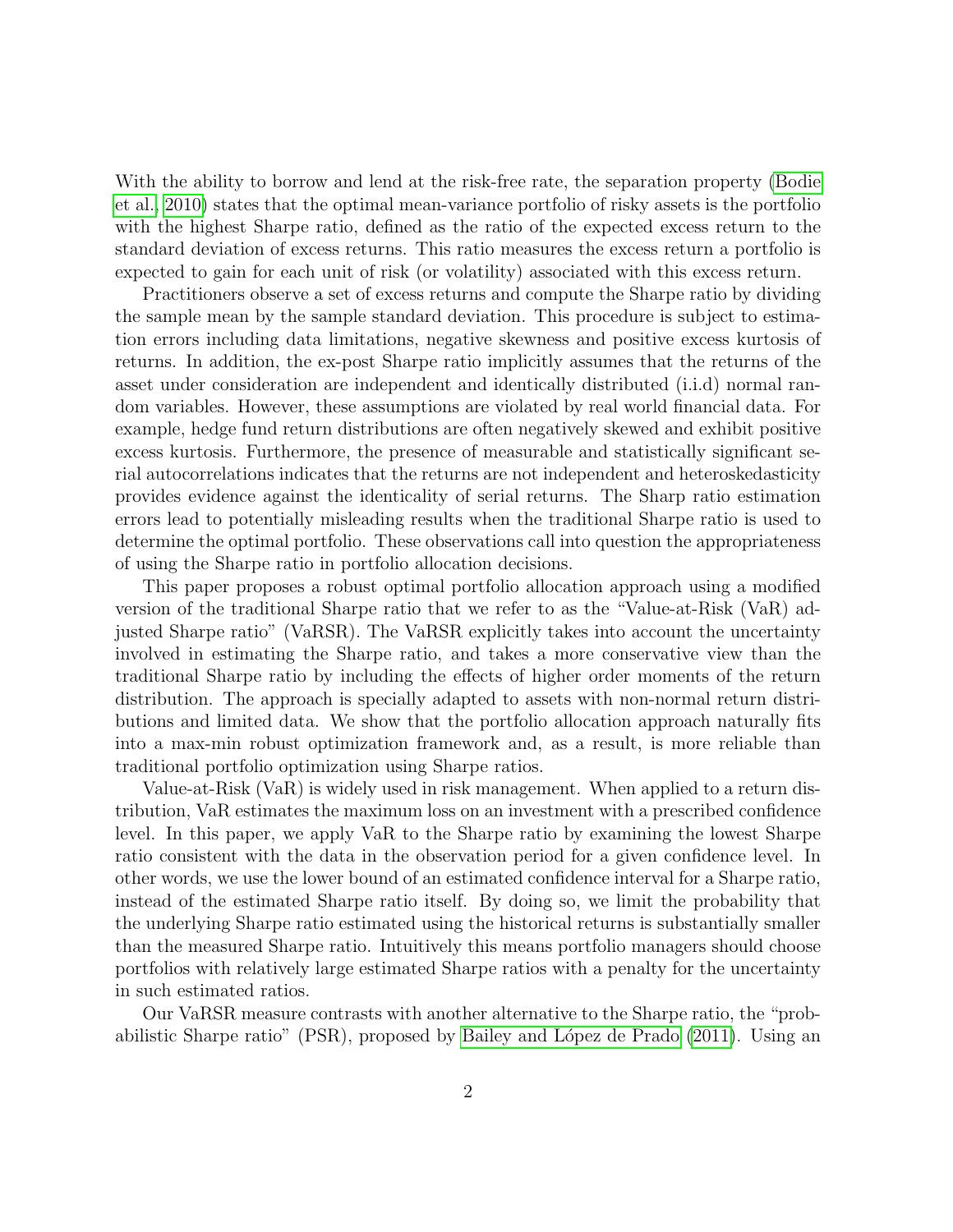With the ability to borrow and lend at the risk-free rate, the separation property (Bodie et al., 2010) states that the optimal mean-variance portfolio of risky assets is the portfolio with the highest Sharpe ratio, defined as the ratio of the expected excess return to the standard deviation of excess returns. This ratio measures the excess return a portfolio is expected to gain for each unit of risk (or volatility) associated with this excess return.

Practitioners observe a set of excess returns and compute the Sharpe ratio by dividing the sample mean by the sample standard deviation. This procedure is subject to estimation errors including data limitations, negative skewness and positive excess kurtosis of returns. In addition, the ex-post Sharpe ratio implicitly assumes that the returns of the asset under consideration are independent and identically distributed (i.i.d) normal random variables. However, these assumptions are violated by real world financial data. For example, hedge fund return distributions are often negatively skewed and exhibit positive excess kurtosis. Furthermore, the presence of measurable and statistically significant serial autocorrelations indicates that the returns are not independent and heteroskedasticity provides evidence against the identicality of serial returns. The Sharp ratio estimation errors lead to potentially misleading results when the traditional Sharpe ratio is used to determine the optimal portfolio. These observations call into question the appropriateness of using the Sharpe ratio in portfolio allocation decisions.

This paper proposes a robust optimal portfolio allocation approach using a modified version of the traditional Sharpe ratio that we refer to as the "Value-at-Risk (VaR) adjusted Sharpe ratio" (VaRSR). The VaRSR explicitly takes into account the uncertainty involved in estimating the Sharpe ratio, and takes a more conservative view than the traditional Sharpe ratio by including the effects of higher order moments of the return distribution. The approach is specially adapted to assets with non-normal return distributions and limited data. We show that the portfolio allocation approach naturally fits into a max-min robust optimization framework and, as a result, is more reliable than traditional portfolio optimization using Sharpe ratios.

Value-at-Risk (VaR) is widely used in risk management. When applied to a return distribution, VaR estimates the maximum loss on an investment with a prescribed confidence level. In this paper, we apply VaR to the Sharpe ratio by examining the lowest Sharpe ratio consistent with the data in the observation period for a given confidence level. In other words, we use the lower bound of an estimated confidence interval for a Sharpe ratio, instead of the estimated Sharpe ratio itself. By doing so, we limit the probability that the underlying Sharpe ratio estimated using the historical returns is substantially smaller than the measured Sharpe ratio. Intuitively this means portfolio managers should choose portfolios with relatively large estimated Sharpe ratios with a penalty for the uncertainty in such estimated ratios.

Our VaRSR measure contrasts with another alternative to the Sharpe ratio, the "probabilistic Sharpe ratio" (PSR), proposed by Bailey and López de Prado (2011). Using an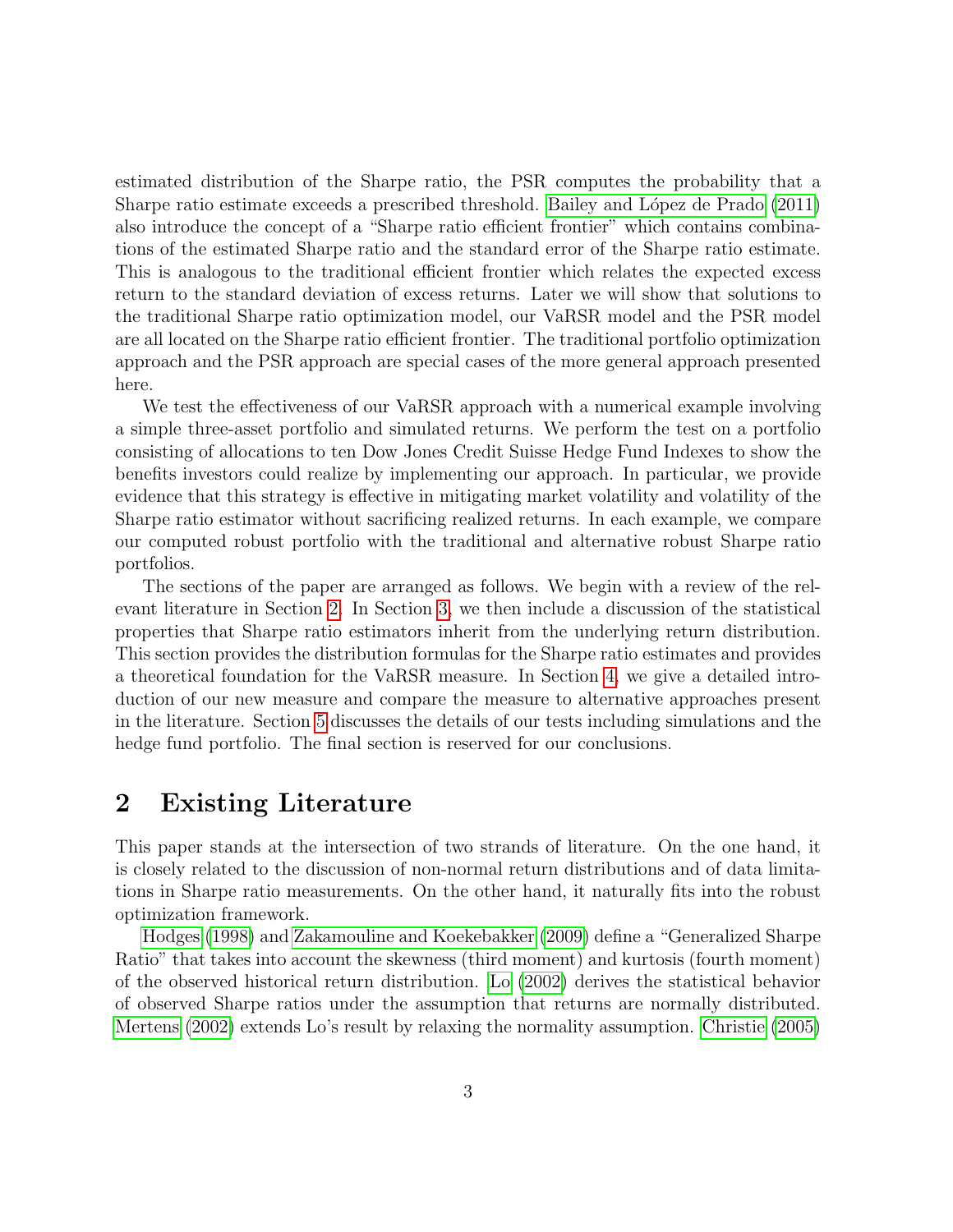estimated distribution of the Sharpe ratio, the PSR computes the probability that a Sharpe ratio estimate exceeds a prescribed threshold. Bailey and López de Prado (2011) also introduce the concept of a "Sharpe ratio efficient frontier" which contains combinations of the estimated Sharpe ratio and the standard error of the Sharpe ratio estimate. This is analogous to the traditional efficient frontier which relates the expected excess return to the standard deviation of excess returns. Later we will show that solutions to the traditional Sharpe ratio optimization model, our VaRSR model and the PSR model are all located on the Sharpe ratio efficient frontier. The traditional portfolio optimization approach and the PSR approach are special cases of the more general approach presented here.

We test the effectiveness of our VaRSR approach with a numerical example involving a simple three-asset portfolio and simulated returns. We perform the test on a portfolio consisting of allocations to ten Dow Jones Credit Suisse Hedge Fund Indexes to show the benefits investors could realize by implementing our approach. In particular, we provide evidence that this strategy is effective in mitigating market volatility and volatility of the Sharpe ratio estimator without sacrificing realized returns. In each example, we compare our computed robust portfolio with the traditional and alternative robust Sharpe ratio portfolios.

The sections of the paper are arranged as follows. We begin with a review of the relevant literature in Section 2. In Section 3, we then include a discussion of the statistical properties that Sharpe ratio estimators inherit from the underlying return distribution. This section provides the distribution formulas for the Sharpe ratio estimates and provides a theoretical foundation for the VaRSR measure. In Section 4, we give a detailed introduction of our new measure and compare the measure to alternative approaches present in the literature. Section 5 discusses the details of our tests including simulations and the hedge fund portfolio. The final section is reserved for our conclusions.

# 2 Existing Literature

This paper stands at the intersection of two strands of literature. On the one hand, it is closely related to the discussion of non-normal return distributions and of data limitations in Sharpe ratio measurements. On the other hand, it naturally fits into the robust optimization framework.

Hodges (1998) and Zakamouline and Koekebakker (2009) define a "Generalized Sharpe Ratio" that takes into account the skewness (third moment) and kurtosis (fourth moment) of the observed historical return distribution. Lo (2002) derives the statistical behavior of observed Sharpe ratios under the assumption that returns are normally distributed. Mertens (2002) extends Lo's result by relaxing the normality assumption. Christie (2005)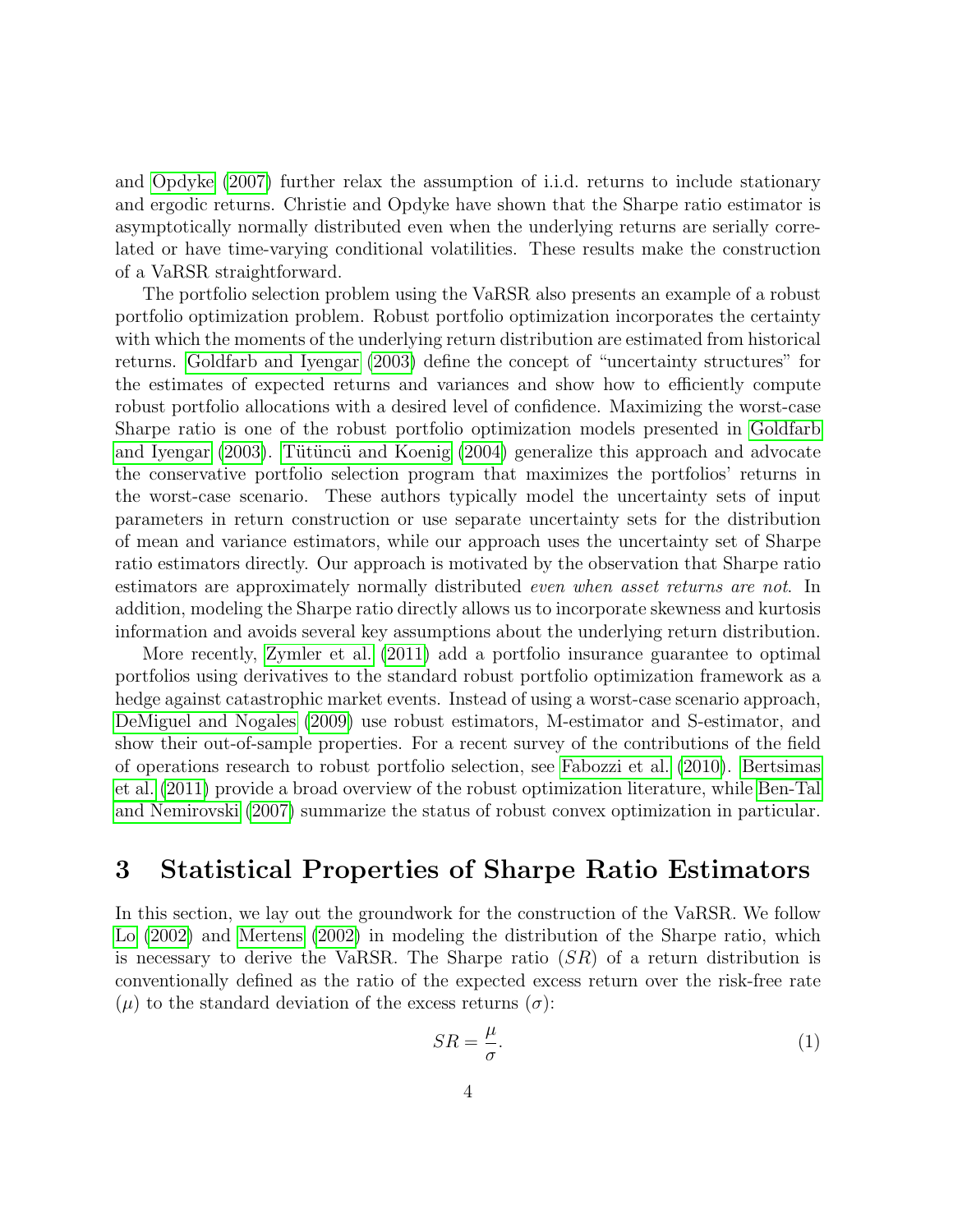and Opdyke (2007) further relax the assumption of i.i.d. returns to include stationary and ergodic returns. Christie and Opdyke have shown that the Sharpe ratio estimator is asymptotically normally distributed even when the underlying returns are serially correlated or have time-varying conditional volatilities. These results make the construction of a VaRSR straightforward.

The portfolio selection problem using the VaRSR also presents an example of a robust portfolio optimization problem. Robust portfolio optimization incorporates the certainty with which the moments of the underlying return distribution are estimated from historical returns. Goldfarb and Iyengar (2003) define the concept of "uncertainty structures" for the estimates of expected returns and variances and show how to efficiently compute robust portfolio allocations with a desired level of confidence. Maximizing the worst-case Sharpe ratio is one of the robust portfolio optimization models presented in Goldfarb and Iyengar (2003). Tütüncü and Koenig (2004) generalize this approach and advocate the conservative portfolio selection program that maximizes the portfolios' returns in the worst-case scenario. These authors typically model the uncertainty sets of input parameters in return construction or use separate uncertainty sets for the distribution of mean and variance estimators, while our approach uses the uncertainty set of Sharpe ratio estimators directly. Our approach is motivated by the observation that Sharpe ratio estimators are approximately normally distributed *even when asset returns are not*. In addition, modeling the Sharpe ratio directly allows us to incorporate skewness and kurtosis information and avoids several key assumptions about the underlying return distribution.

More recently, Zymler et al. (2011) add a portfolio insurance guarantee to optimal portfolios using derivatives to the standard robust portfolio optimization framework as a hedge against catastrophic market events. Instead of using a worst-case scenario approach, DeMiguel and Nogales (2009) use robust estimators, M-estimator and S-estimator, and show their out-of-sample properties. For a recent survey of the contributions of the field of operations research to robust portfolio selection, see Fabozzi et al. (2010). Bertsimas et al. (2011) provide a broad overview of the robust optimization literature, while Ben-Tal and Nemirovski (2007) summarize the status of robust convex optimization in particular.

# 3 Statistical Properties of Sharpe Ratio Estimators

In this section, we lay out the groundwork for the construction of the VaRSR. We follow Lo (2002) and Mertens (2002) in modeling the distribution of the Sharpe ratio, which is necessary to derive the VaRSR. The Sharpe ratio ($SR$) of a return distribution is conventionally defined as the ratio of the expected excess return over the risk-free rate ($\mu$) to the standard deviation of the excess returns ($\sigma$):

$$SR = \frac{\mu}{\sigma}. \tag{1}$$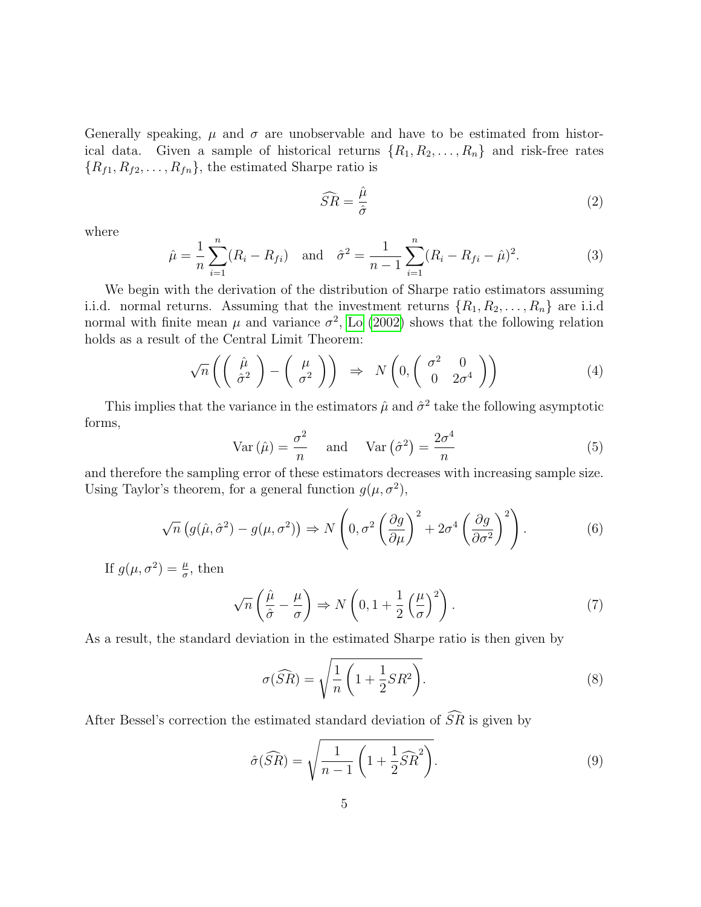Generally speaking, $\mu$ and $\sigma$ are unobservable and have to be estimated from historical data. Given a sample of historical returns $\{R_1, R_2, \ldots, R_n\}$ and risk-free rates $\{R_{f1}, R_{f2}, \ldots, R_{fn}\}$, the estimated Sharpe ratio is

$$\widehat{SR} = \frac{\hat{\mu}}{\hat{\sigma}} \tag{2}$$

where

$$\hat{\mu} = \frac{1}{n}\sum_{i=1}^{n}(R_i - R_{fi}) \quad \text{and} \quad \hat{\sigma}^2 = \frac{1}{n-1}\sum_{i=1}^{n}(R_i - R_{fi} - \hat{\mu})^2. \tag{3}$$

We begin with the derivation of the distribution of Sharpe ratio estimators assuming i.i.d. normal returns. Assuming that the investment returns $\{R_1, R_2, \ldots, R_n\}$ are i.i.d normal with finite mean $\mu$ and variance $\sigma^2$, Lo (2002) shows that the following relation holds as a result of the Central Limit Theorem:

$$\sqrt{n}\left(\left(\begin{array}{c}\hat{\mu}\\ \hat{\sigma}^2\end{array}\right) - \left(\begin{array}{c}\mu\\ \sigma^2\end{array}\right)\right) \;\Rightarrow\; N\left(0, \left(\begin{array}{cc}\sigma^2 & 0\\ 0 & 2\sigma^4\end{array}\right)\right) \tag{4}$$

This implies that the variance in the estimators $\hat{\mu}$ and $\hat{\sigma}^2$ take the following asymptotic forms,

$$\mathrm{Var}\left(\hat{\mu}\right) = \frac{\sigma^2}{n} \quad \text{and} \quad \mathrm{Var}\left(\hat{\sigma}^2\right) = \frac{2\sigma^4}{n} \tag{5}$$

and therefore the sampling error of these estimators decreases with increasing sample size. Using Taylor's theorem, for a general function $g(\mu, \sigma^2)$,

$$\sqrt{n}\left(g(\hat{\mu}, \hat{\sigma}^2) - g(\mu, \sigma^2)\right) \Rightarrow N\left(0, \sigma^2\left(\frac{\partial g}{\partial \mu}\right)^2 + 2\sigma^4\left(\frac{\partial g}{\partial \sigma^2}\right)^2\right). \tag{6}$$

If $g(\mu, \sigma^2) = \frac{\mu}{\sigma}$, then

$$\sqrt{n}\left(\frac{\hat{\mu}}{\hat{\sigma}} - \frac{\mu}{\sigma}\right) \Rightarrow N\left(0, 1 + \frac{1}{2}\left(\frac{\mu}{\sigma}\right)^2\right). \tag{7}$$

As a result, the standard deviation in the estimated Sharpe ratio is then given by

$$\sigma(\widehat{SR}) = \sqrt{\frac{1}{n}\left(1 + \frac{1}{2}SR^2\right)}. \tag{8}$$

After Bessel's correction the estimated standard deviation of $\widehat{SR}$ is given by

$$\hat{\sigma}(\widehat{SR}) = \sqrt{\frac{1}{n-1}\left(1 + \frac{1}{2}\widehat{SR}^2\right)}. \tag{9}$$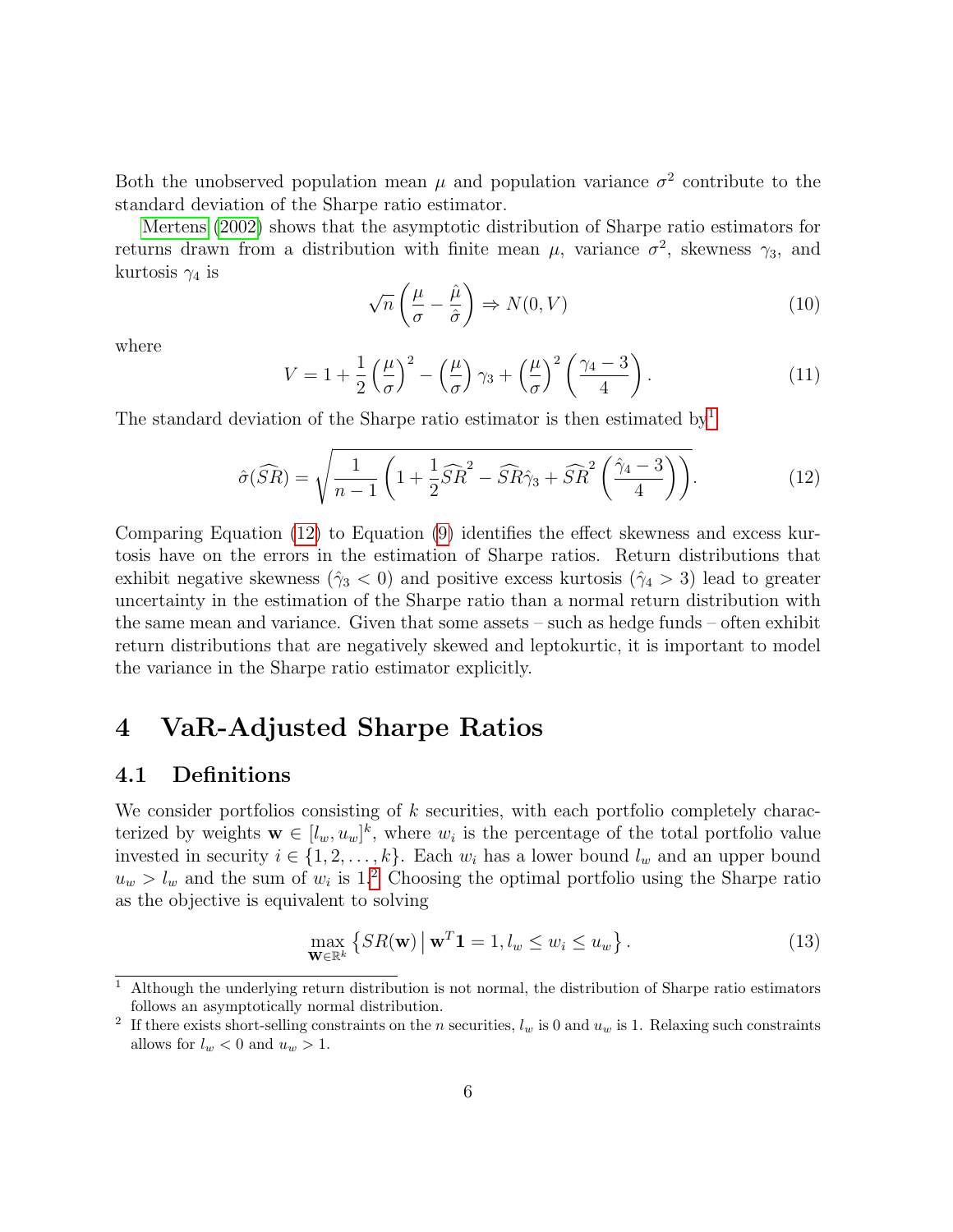Both the unobserved population mean $\mu$ and population variance $\sigma^2$ contribute to the standard deviation of the Sharpe ratio estimator.

Mertens (2002) shows that the asymptotic distribution of Sharpe ratio estimators for returns drawn from a distribution with finite mean $\mu$, variance $\sigma^2$, skewness $\gamma_3$, and kurtosis $\gamma_4$ is

$$\sqrt{n}\left(\frac{\mu}{\sigma} - \frac{\hat{\mu}}{\hat{\sigma}}\right) \Rightarrow N(0, V) \tag{10}$$

where

$$V = 1 + \frac{1}{2}\left(\frac{\mu}{\sigma}\right)^2 - \left(\frac{\mu}{\sigma}\right)\gamma_3 + \left(\frac{\mu}{\sigma}\right)^2\left(\frac{\gamma_4 - 3}{4}\right). \tag{11}$$

The standard deviation of the Sharpe ratio estimator is then estimated by[1]

$$\hat{\sigma}(\widehat{SR}) = \sqrt{\frac{1}{n-1}\left(1 + \frac{1}{2}\widehat{SR}^2 - \widehat{SR}\hat{\gamma}_3 + \widehat{SR}^2\left(\frac{\hat{\gamma}_4 - 3}{4}\right)\right)}. \tag{12}$$

Comparing Equation (12) to Equation (9) identifies the effect skewness and excess kurtosis have on the errors in the estimation of Sharpe ratios. Return distributions that exhibit negative skewness ($\hat{\gamma}_3 < 0$) and positive excess kurtosis ($\hat{\gamma}_4 > 3$) lead to greater uncertainty in the estimation of the Sharpe ratio than a normal return distribution with the same mean and variance. Given that some assets – such as hedge funds – often exhibit return distributions that are negatively skewed and leptokurtic, it is important to model the variance in the Sharpe ratio estimator explicitly.

# 4 VaR-Adjusted Sharpe Ratios

## 4.1 Definitions

We consider portfolios consisting of $k$ securities, with each portfolio completely characterized by weights $\mathbf{w} \in [l_w, u_w]^k$, where $w_i$ is the percentage of the total portfolio value invested in security $i \in \{1, 2, \ldots, k\}$. Each $w_i$ has a lower bound $l_w$ and an upper bound $u_w > l_w$ and the sum of $w_i$ is 1.[2] Choosing the optimal portfolio using the Sharpe ratio as the objective is equivalent to solving

$$\max_{\mathbf{W} \in \mathbb{R}^k} \left\{ SR(\mathbf{w}) \,\middle|\, \mathbf{w}^T\mathbf{1} = 1, l_w \leq w_i \leq u_w \right\}. \tag{13}$$

[1] Although the underlying return distribution is not normal, the distribution of Sharpe ratio estimators follows an asymptotically normal distribution.

[2] If there exists short-selling constraints on the $n$ securities, $l_w$ is 0 and $u_w$ is 1. Relaxing such constraints allows for $l_w < 0$ and $u_w > 1$.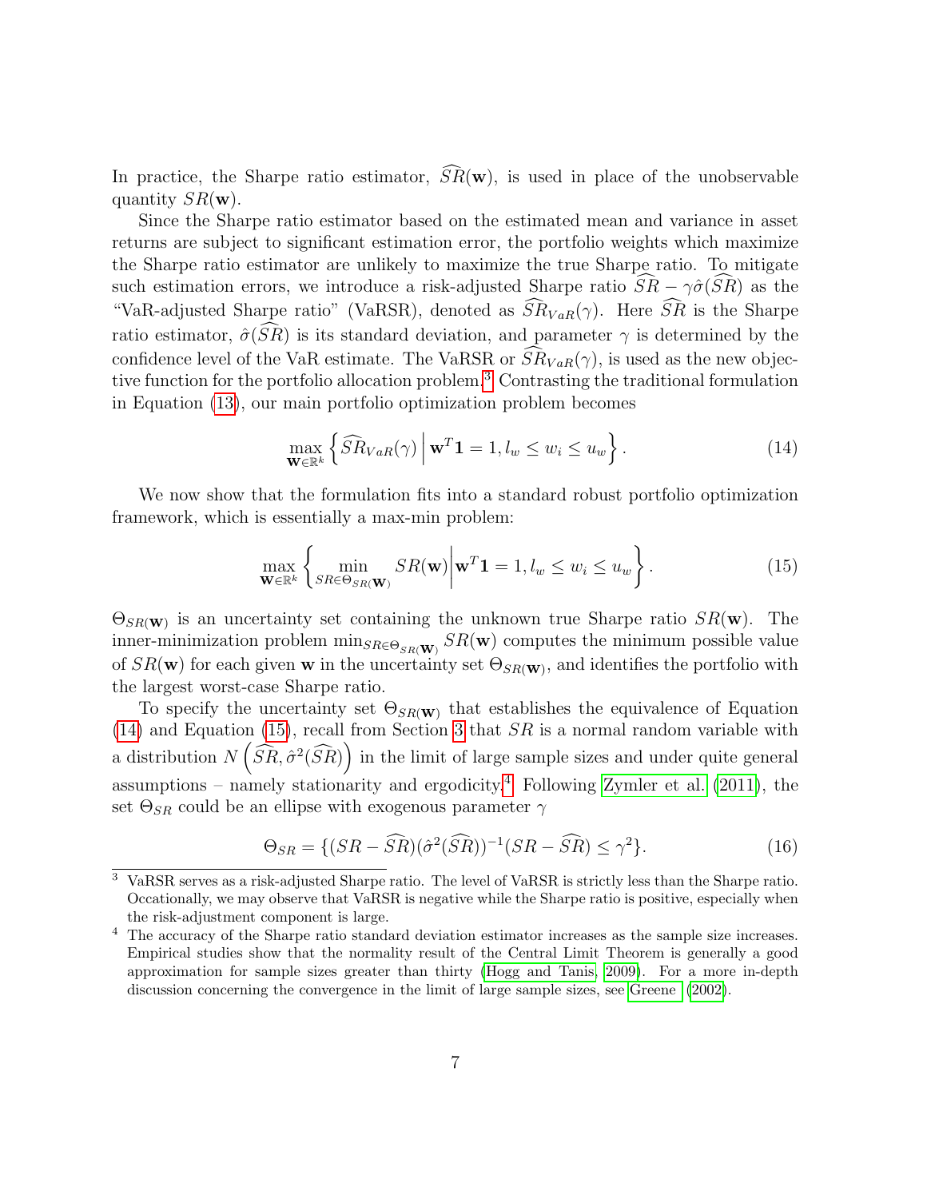In practice, the Sharpe ratio estimator, $\widehat{SR}(\mathbf{w})$, is used in place of the unobservable quantity $SR(\mathbf{w})$.

Since the Sharpe ratio estimator based on the estimated mean and variance in asset returns are subject to significant estimation error, the portfolio weights which maximize the Sharpe ratio estimator are unlikely to maximize the true Sharpe ratio. To mitigate such estimation errors, we introduce a risk-adjusted Sharpe ratio $\widehat{SR} - \gamma\hat{\sigma}(\widehat{SR})$ as the "VaR-adjusted Sharpe ratio" (VaRSR), denoted as $\widehat{SR}_{VaR}(\gamma)$. Here $\widehat{SR}$ is the Sharpe ratio estimator, $\hat{\sigma}(\widehat{SR})$ is its standard deviation, and parameter $\gamma$ is determined by the confidence level of the VaR estimate. The VaRSR or $\widehat{SR}_{VaR}(\gamma)$, is used as the new objective function for the portfolio allocation problem.[3] Contrasting the traditional formulation in Equation (13), our main portfolio optimization problem becomes

$$\max_{\mathbf{w}\in\mathbb{R}^k} \left\{ \widehat{SR}_{VaR}(\gamma) \,\middle|\, \mathbf{w}^T\mathbf{1} = 1, l_w \leq w_i \leq u_w \right\}. \tag{14}$$

We now show that the formulation fits into a standard robust portfolio optimization framework, which is essentially a max-min problem:

$$\max_{\mathbf{w}\in\mathbb{R}^k} \left\{ \min_{SR\in\Theta_{SR(\mathbf{w})}} SR(\mathbf{w}) \,\middle|\, \mathbf{w}^T\mathbf{1} = 1, l_w \leq w_i \leq u_w \right\}. \tag{15}$$

$\Theta_{SR(\mathbf{w})}$ is an uncertainty set containing the unknown true Sharpe ratio $SR(\mathbf{w})$. The inner-minimization problem $\min_{SR\in\Theta_{SR(\mathbf{w})}} SR(\mathbf{w})$ computes the minimum possible value of $SR(\mathbf{w})$ for each given $\mathbf{w}$ in the uncertainty set $\Theta_{SR(\mathbf{w})}$, and identifies the portfolio with the largest worst-case Sharpe ratio.

To specify the uncertainty set $\Theta_{SR(\mathbf{w})}$ that establishes the equivalence of Equation (14) and Equation (15), recall from Section 3 that $SR$ is a normal random variable with a distribution $N\left(\widehat{SR}, \hat{\sigma}^2(\widehat{SR})\right)$ in the limit of large sample sizes and under quite general assumptions – namely stationarity and ergodicity.[4] Following Zymler et al. (2011), the set $\Theta_{SR}$ could be an ellipse with exogenous parameter $\gamma$

$$\Theta_{SR} = \{(SR - \widehat{SR})(\hat{\sigma}^2(\widehat{SR}))^{-1}(SR - \widehat{SR}) \leq \gamma^2\}. \tag{16}$$

[3] VaRSR serves as a risk-adjusted Sharpe ratio. The level of VaRSR is strictly less than the Sharpe ratio. Occationally, we may observe that VaRSR is negative while the Sharpe ratio is positive, especially when the risk-adjustment component is large.

[4] The accuracy of the Sharpe ratio standard deviation estimator increases as the sample size increases. Empirical studies show that the normality result of the Central Limit Theorem is generally a good approximation for sample sizes greater than thirty (Hogg and Tanis, 2009). For a more in-depth discussion concerning the convergence in the limit of large sample sizes, see Greene (2002).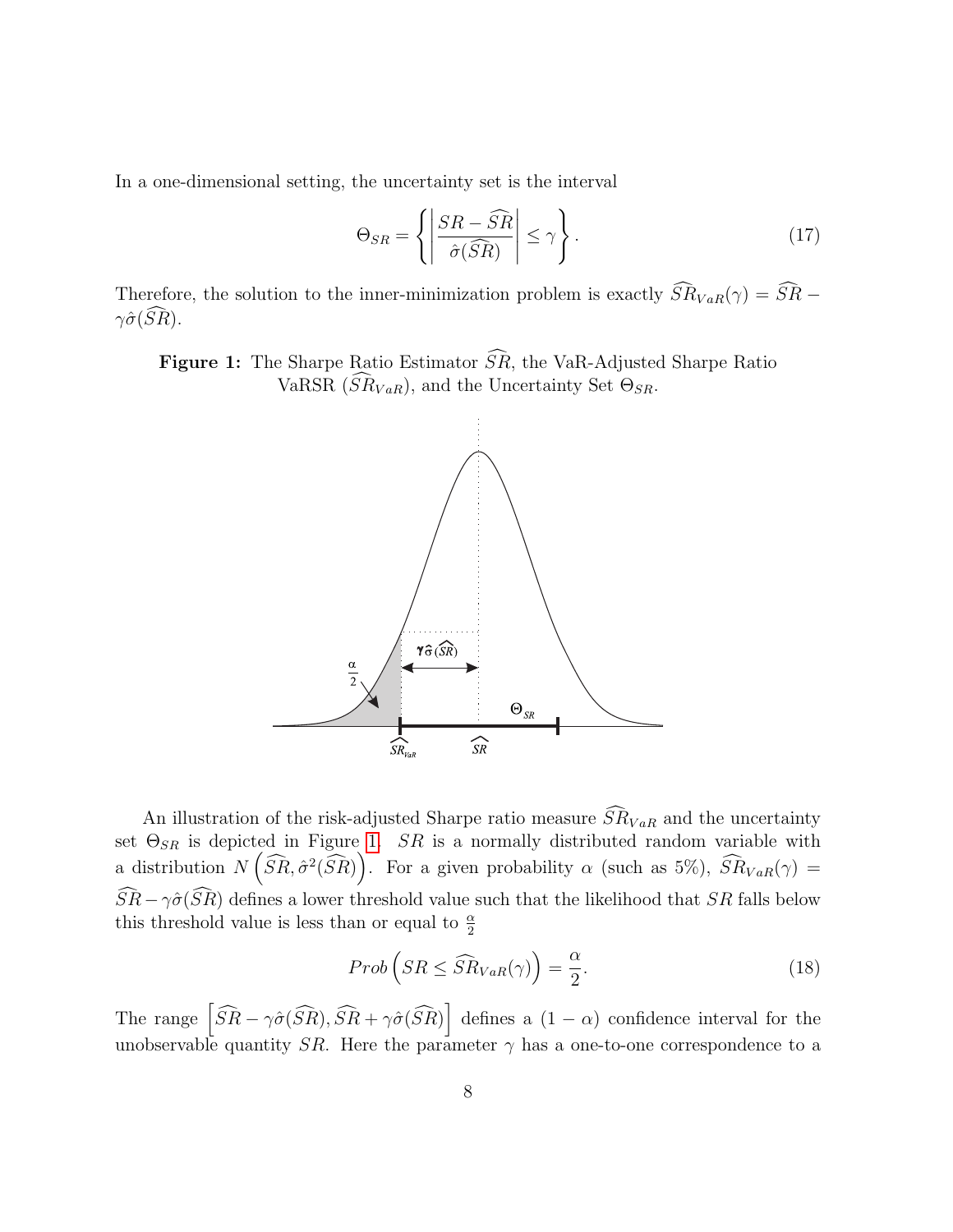In a one-dimensional setting, the uncertainty set is the interval

$$\Theta_{SR} = \left\{ \left| \frac{SR - \widehat{SR}}{\hat{\sigma}(\widehat{SR})} \right| \leq \gamma \right\}. \tag{17}$$

Therefore, the solution to the inner-minimization problem is exactly $\widehat{SR}_{VaR}(\gamma) = \widehat{SR} - \gamma\hat{\sigma}(\widehat{SR})$.

**Figure 1:** The Sharpe Ratio Estimator $\widehat{SR}$, the VaR-Adjusted Sharpe Ratio VaRSR ($\widehat{SR}_{VaR}$), and the Uncertainty Set $\Theta_{SR}$.

An illustration of the risk-adjusted Sharpe ratio measure $\widehat{SR}_{VaR}$ and the uncertainty set $\Theta_{SR}$ is depicted in Figure 1. $SR$ is a normally distributed random variable with a distribution $N\left(\widehat{SR}, \hat{\sigma}^2(\widehat{SR})\right)$. For a given probability $\alpha$ (such as 5%), $\widehat{SR}_{VaR}(\gamma) = \widehat{SR} - \gamma\hat{\sigma}(\widehat{SR})$ defines a lower threshold value such that the likelihood that $SR$ falls below this threshold value is less than or equal to $\frac{\alpha}{2}$

$$Prob\left(SR \leq \widehat{SR}_{VaR}(\gamma)\right) = \frac{\alpha}{2}. \tag{18}$$

The range $\left[\widehat{SR} - \gamma\hat{\sigma}(\widehat{SR}), \widehat{SR} + \gamma\hat{\sigma}(\widehat{SR})\right]$ defines a $(1-\alpha)$ confidence interval for the unobservable quantity $SR$. Here the parameter $\gamma$ has a one-to-one correspondence to a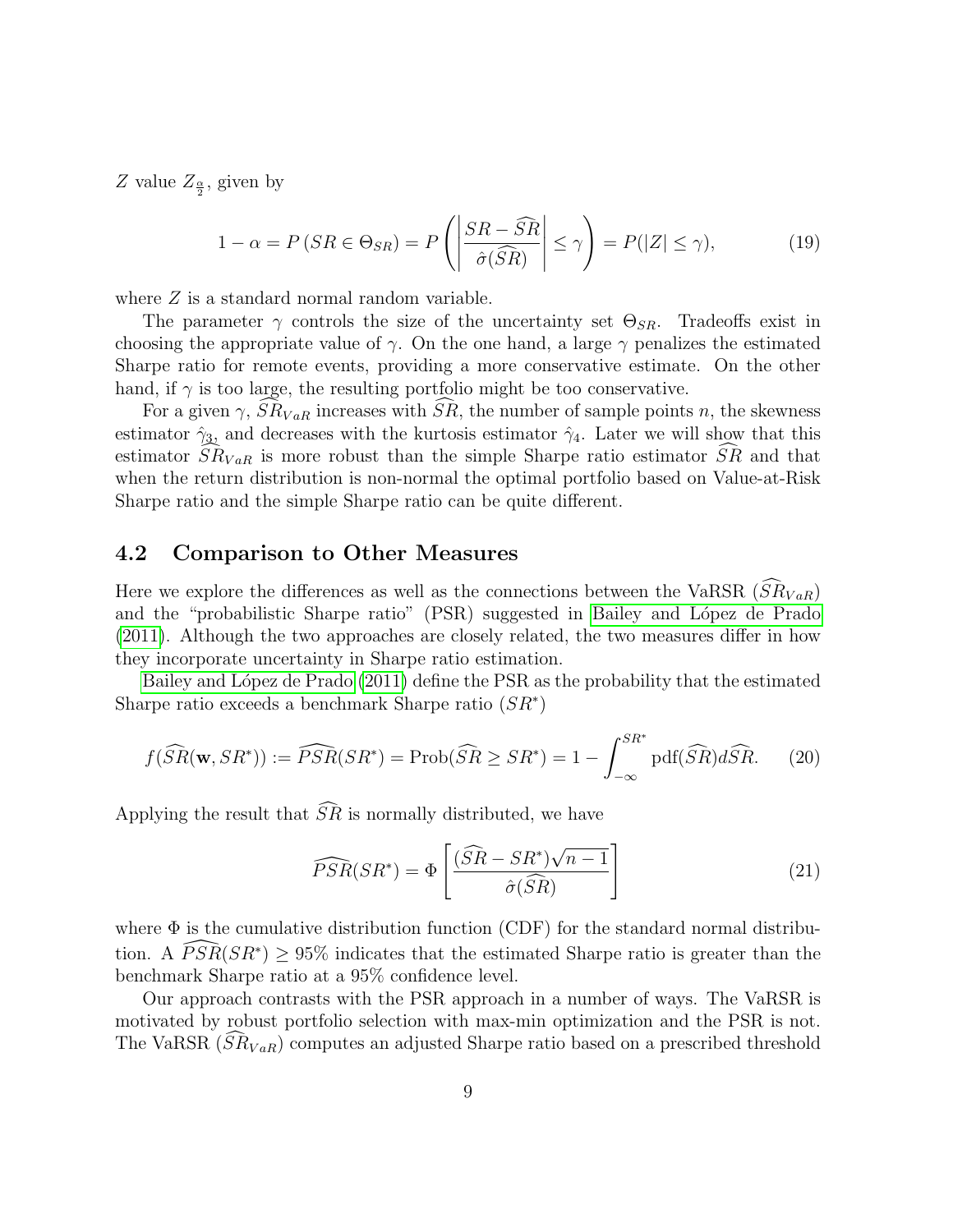$Z$ value $Z_{\frac{\alpha}{2}}$, given by

$$1 - \alpha = P\left(SR \in \Theta_{SR}\right) = P\left(\left|\frac{SR - \widehat{SR}}{\hat{\sigma}(\widehat{SR})}\right| \leq \gamma\right) = P(|Z| \leq \gamma), \tag{19}$$

where $Z$ is a standard normal random variable.

The parameter $\gamma$ controls the size of the uncertainty set $\Theta_{SR}$. Tradeoffs exist in choosing the appropriate value of $\gamma$. On the one hand, a large $\gamma$ penalizes the estimated Sharpe ratio for remote events, providing a more conservative estimate. On the other hand, if $\gamma$ is too large, the resulting portfolio might be too conservative.

For a given $\gamma$, $\widehat{SR}_{VaR}$ increases with $\widehat{SR}$, the number of sample points $n$, the skewness estimator $\hat{\gamma}_3$, and decreases with the kurtosis estimator $\hat{\gamma}_4$. Later we will show that this estimator $\widehat{SR}_{VaR}$ is more robust than the simple Sharpe ratio estimator $\widehat{SR}$ and that when the return distribution is non-normal the optimal portfolio based on Value-at-Risk Sharpe ratio and the simple Sharpe ratio can be quite different.

## 4.2 Comparison to Other Measures

Here we explore the differences as well as the connections between the VaRSR ($\widehat{SR}_{VaR}$) and the "probabilistic Sharpe ratio" (PSR) suggested in Bailey and López de Prado (2011). Although the two approaches are closely related, the two measures differ in how they incorporate uncertainty in Sharpe ratio estimation.

Bailey and López de Prado (2011) define the PSR as the probability that the estimated Sharpe ratio exceeds a benchmark Sharpe ratio ($SR^*$)

$$f(\widehat{SR}(\mathbf{w}, SR^*)) := \widehat{PSR}(SR^*) = \text{Prob}(\widehat{SR} \geq SR^*) = 1 - \int_{-\infty}^{SR^*} \text{pdf}(\widehat{SR}) d\widehat{SR}. \tag{20}$$

Applying the result that $\widehat{SR}$ is normally distributed, we have

$$\widehat{PSR}(SR^*) = \Phi\left[\frac{(\widehat{SR} - SR^*)\sqrt{n-1}}{\hat{\sigma}(\widehat{SR})}\right] \tag{21}$$

where $\Phi$ is the cumulative distribution function (CDF) for the standard normal distribution. A $\widehat{PSR}(SR^*) \geq 95\%$ indicates that the estimated Sharpe ratio is greater than the benchmark Sharpe ratio at a 95% confidence level.

Our approach contrasts with the PSR approach in a number of ways. The VaRSR is motivated by robust portfolio selection with max-min optimization and the PSR is not. The VaRSR ($\widehat{SR}_{VaR}$) computes an adjusted Sharpe ratio based on a prescribed threshold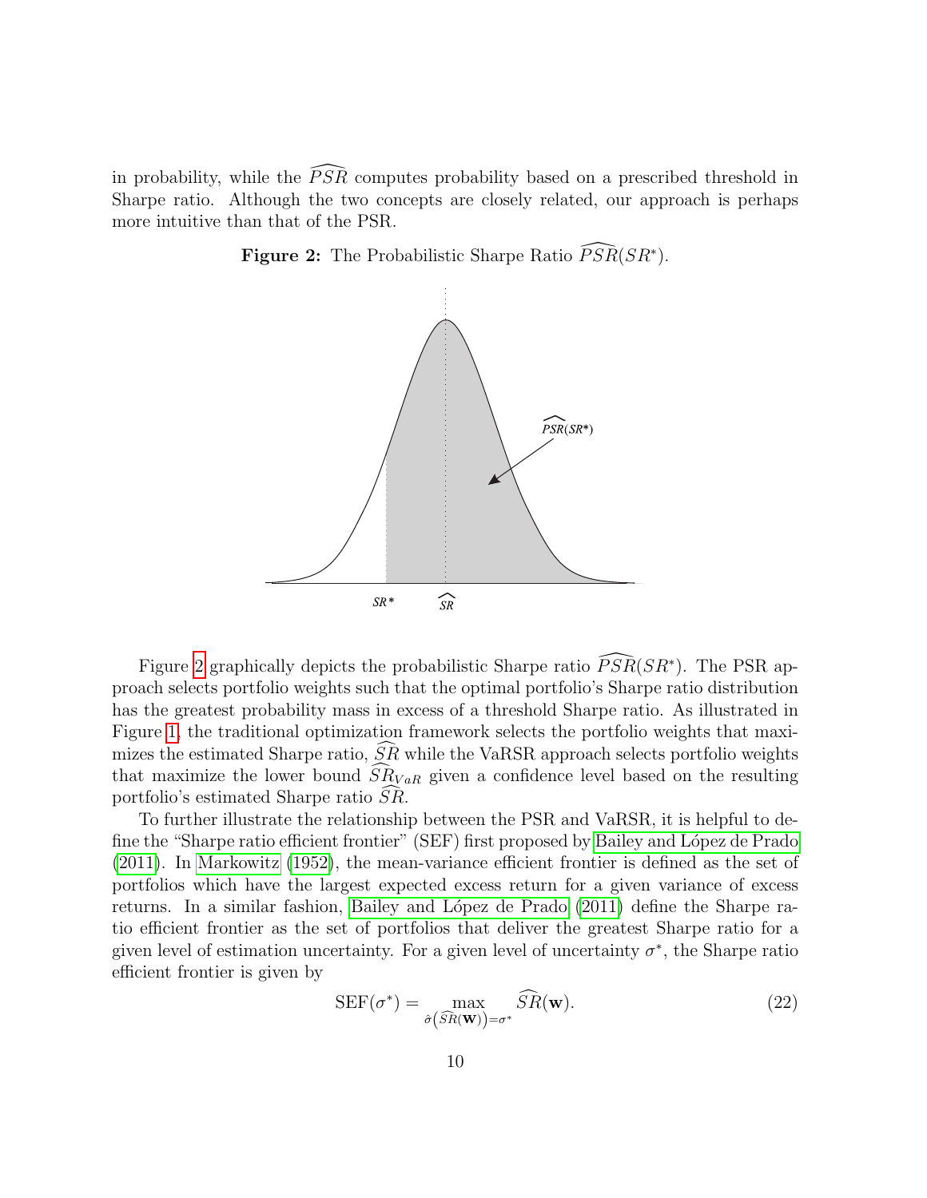in probability, while the $\widehat{PSR}$ computes probability based on a prescribed threshold in Sharpe ratio. Although the two concepts are closely related, our approach is perhaps more intuitive than that of the PSR.

**Figure 2:** The Probabilistic Sharpe Ratio $\widehat{PSR}(SR^*)$.

Figure 2 graphically depicts the probabilistic Sharpe ratio $\widehat{PSR}(SR^*)$. The PSR approach selects portfolio weights such that the optimal portfolio's Sharpe ratio distribution has the greatest probability mass in excess of a threshold Sharpe ratio. As illustrated in Figure 1, the traditional optimization framework selects the portfolio weights that maximizes the estimated Sharpe ratio, $\widehat{SR}$ while the VaRSR approach selects portfolio weights that maximize the lower bound $\widehat{SR}_{VaR}$ given a confidence level based on the resulting portfolio's estimated Sharpe ratio $\widehat{SR}$.

To further illustrate the relationship between the PSR and VaRSR, it is helpful to define the "Sharpe ratio efficient frontier" (SEF) first proposed by Bailey and López de Prado (2011). In Markowitz (1952), the mean-variance efficient frontier is defined as the set of portfolios which have the largest expected excess return for a given variance of excess returns. In a similar fashion, Bailey and López de Prado (2011) define the Sharpe ratio efficient frontier as the set of portfolios that deliver the greatest Sharpe ratio for a given level of estimation uncertainty. For a given level of uncertainty $\sigma^*$, the Sharpe ratio efficient frontier is given by

$$\text{SEF}(\sigma^*) = \max_{\hat{\sigma}\left(\widehat{SR}(\mathbf{w})\right)=\sigma^*} \widehat{SR}(\mathbf{w}). \tag{22}$$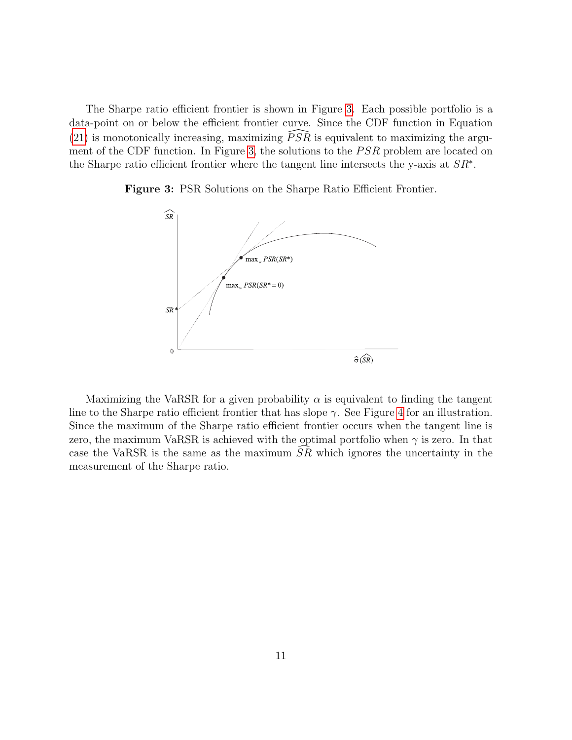The Sharpe ratio efficient frontier is shown in Figure 3. Each possible portfolio is a data-point on or below the efficient frontier curve. Since the CDF function in Equation (21) is monotonically increasing, maximizing $\widehat{PSR}$ is equivalent to maximizing the argument of the CDF function. In Figure 3, the solutions to the $PSR$ problem are located on the Sharpe ratio efficient frontier where the tangent line intersects the y-axis at $SR^*$.

**Figure 3:** PSR Solutions on the Sharpe Ratio Efficient Frontier.

Maximizing the VaRSR for a given probability $\alpha$ is equivalent to finding the tangent line to the Sharpe ratio efficient frontier that has slope $\gamma$. See Figure 4 for an illustration. Since the maximum of the Sharpe ratio efficient frontier occurs when the tangent line is zero, the maximum VaRSR is achieved with the optimal portfolio when $\gamma$ is zero. In that case the VaRSR is the same as the maximum $\widehat{SR}$ which ignores the uncertainty in the measurement of the Sharpe ratio.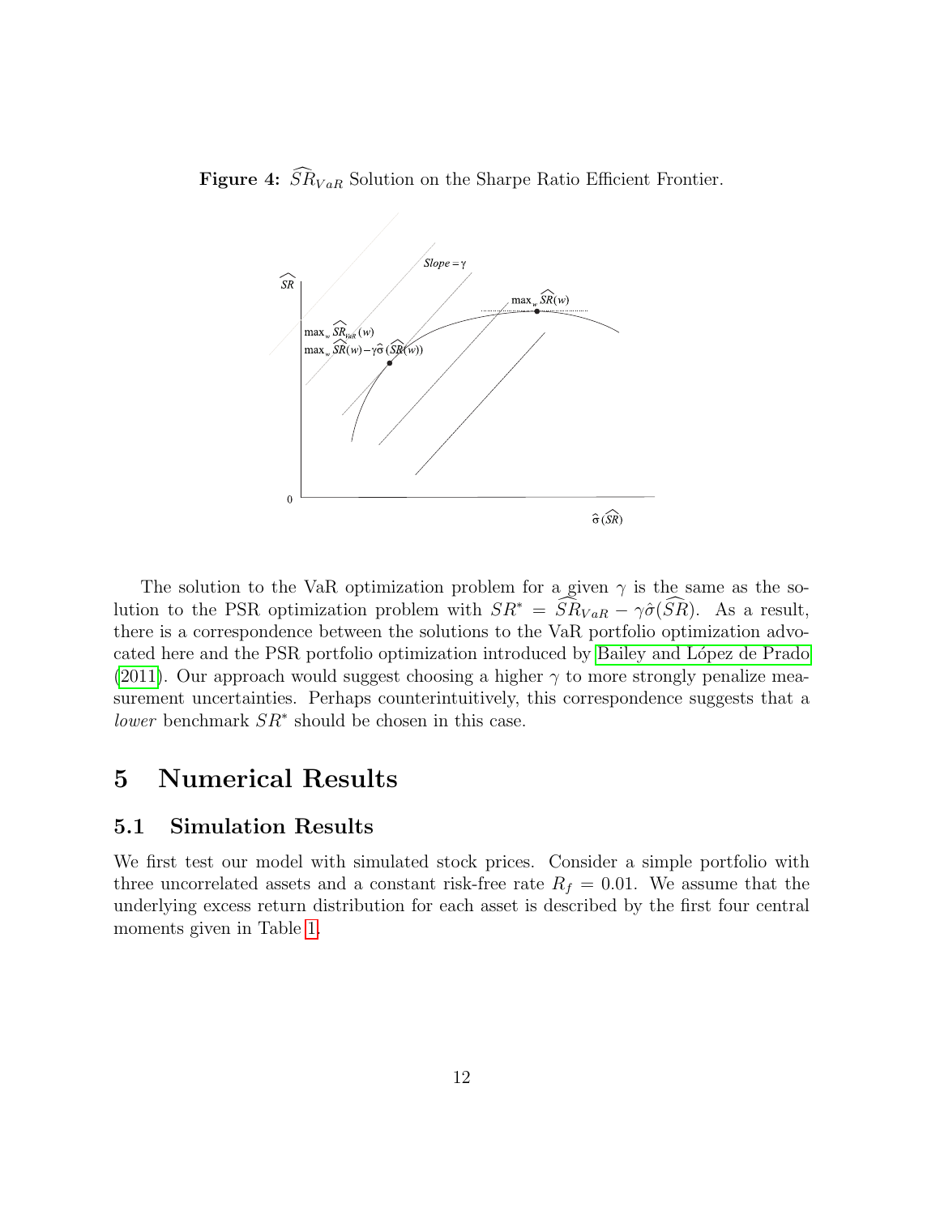**Figure 4:** $\widehat{SR}_{VaR}$ Solution on the Sharpe Ratio Efficient Frontier.

The solution to the VaR optimization problem for a given $\gamma$ is the same as the solution to the PSR optimization problem with $SR^* = \widehat{SR}_{VaR} - \gamma\hat{\sigma}(\widehat{SR})$. As a result, there is a correspondence between the solutions to the VaR portfolio optimization advocated here and the PSR portfolio optimization introduced by Bailey and López de Prado (2011). Our approach would suggest choosing a higher $\gamma$ to more strongly penalize measurement uncertainties. Perhaps counterintuitively, this correspondence suggests that a *lower* benchmark $SR^*$ should be chosen in this case.

# 5 Numerical Results

## 5.1 Simulation Results

We first test our model with simulated stock prices. Consider a simple portfolio with three uncorrelated assets and a constant risk-free rate $R_f = 0.01$. We assume that the underlying excess return distribution for each asset is described by the first four central moments given in Table 1.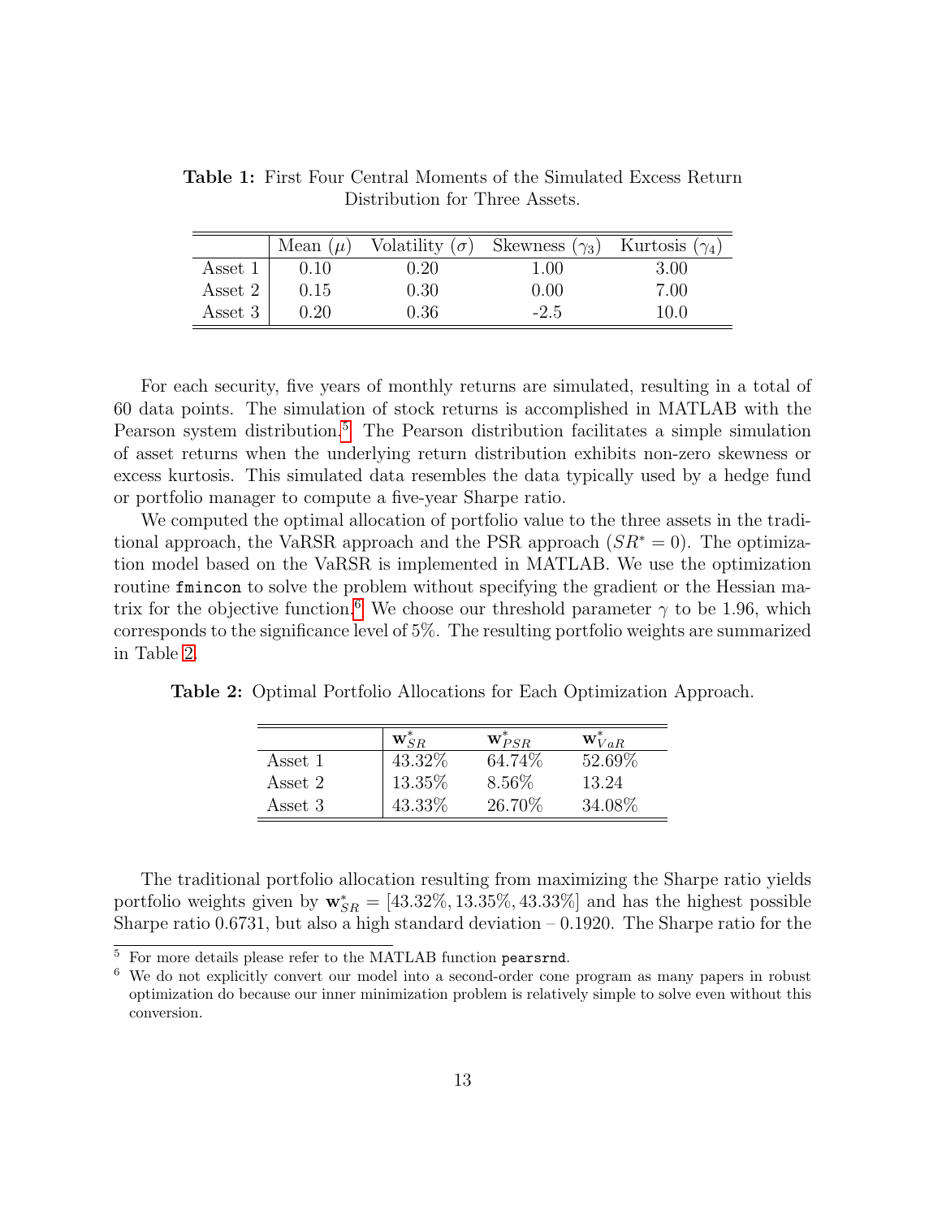**Table 1:** First Four Central Moments of the Simulated Excess Return Distribution for Three Assets.

| | Mean ($\mu$) | Volatility ($\sigma$) | Skewness ($\gamma_3$) | Kurtosis ($\gamma_4$) |
|---|---|---|---|---|
| Asset 1 | 0.10 | 0.20 | 1.00 | 3.00 |
| Asset 2 | 0.15 | 0.30 | 0.00 | 7.00 |
| Asset 3 | 0.20 | 0.36 | -2.5 | 10.0 |

For each security, five years of monthly returns are simulated, resulting in a total of 60 data points. The simulation of stock returns is accomplished in MATLAB with the Pearson system distribution.[5] The Pearson distribution facilitates a simple simulation of asset returns when the underlying return distribution exhibits non-zero skewness or excess kurtosis. This simulated data resembles the data typically used by a hedge fund or portfolio manager to compute a five-year Sharpe ratio.

We computed the optimal allocation of portfolio value to the three assets in the traditional approach, the VaRSR approach and the PSR approach ($SR^* = 0$). The optimization model based on the VaRSR is implemented in MATLAB. We use the optimization routine `fmincon` to solve the problem without specifying the gradient or the Hessian matrix for the objective function.[6] We choose our threshold parameter $\gamma$ to be 1.96, which corresponds to the significance level of 5%. The resulting portfolio weights are summarized in Table 2.

**Table 2:** Optimal Portfolio Allocations for Each Optimization Approach.

| | $\mathbf{w}^*_{SR}$ | $\mathbf{w}^*_{PSR}$ | $\mathbf{w}^*_{VaR}$ |
|---|---|---|---|
| Asset 1 | 43.32% | 64.74% | 52.69% |
| Asset 2 | 13.35% | 8.56% | 13.24 |
| Asset 3 | 43.33% | 26.70% | 34.08% |

The traditional portfolio allocation resulting from maximizing the Sharpe ratio yields portfolio weights given by $\mathbf{w}^*_{SR} = [43.32\%, 13.35\%, 43.33\%]$ and has the highest possible Sharpe ratio 0.6731, but also a high standard deviation – 0.1920. The Sharpe ratio for the

[5] For more details please refer to the MATLAB function `pearsrnd`.

[6] We do not explicitly convert our model into a second-order cone program as many papers in robust optimization do because our inner minimization problem is relatively simple to solve even without this conversion.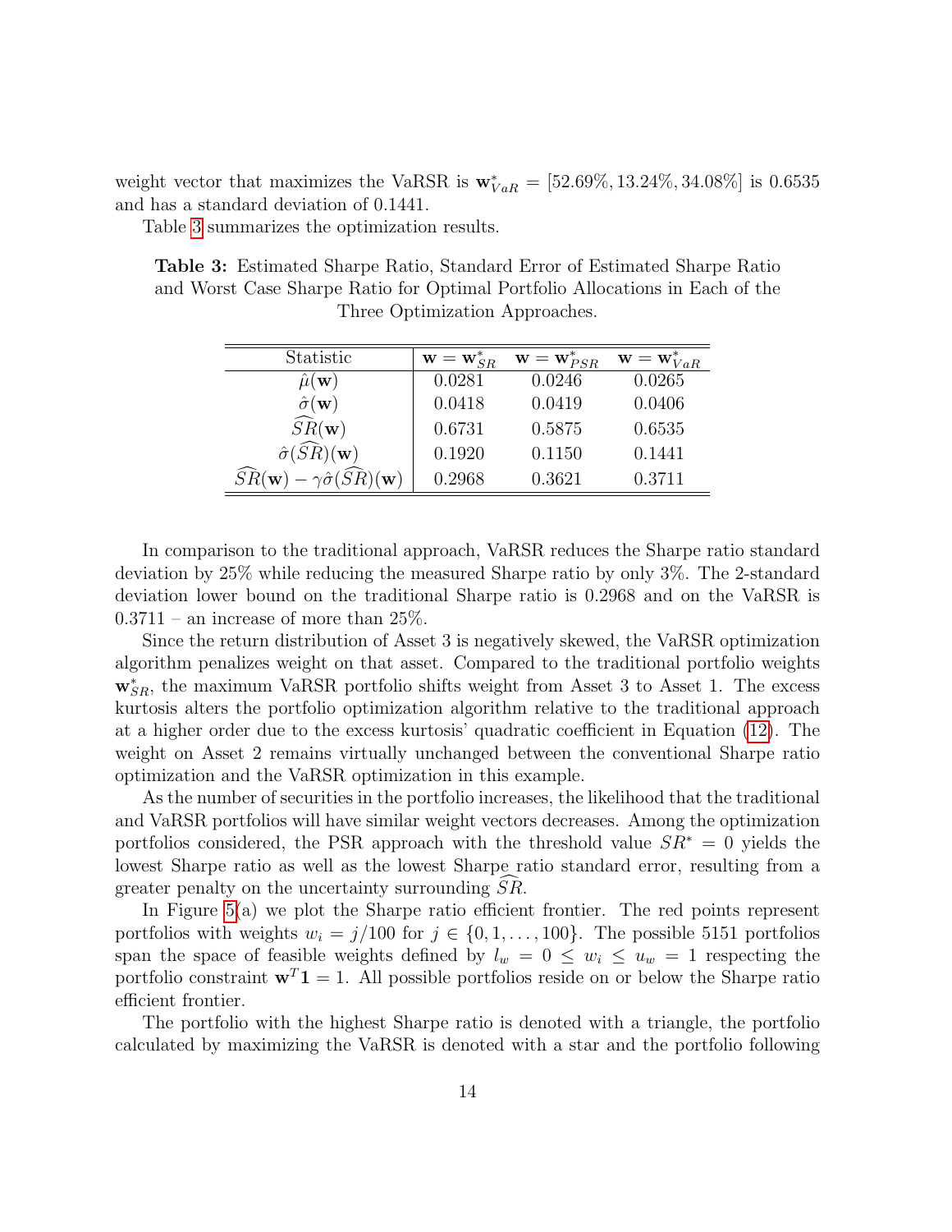weight vector that maximizes the VaRSR is $\mathbf{w}^*_{VaR} = [52.69\%, 13.24\%, 34.08\%]$ is 0.6535 and has a standard deviation of 0.1441.

Table 3 summarizes the optimization results.

**Table 3:** Estimated Sharpe Ratio, Standard Error of Estimated Sharpe Ratio and Worst Case Sharpe Ratio for Optimal Portfolio Allocations in Each of the Three Optimization Approaches.

| Statistic | $\mathbf{w} = \mathbf{w}^*_{SR}$ | $\mathbf{w} = \mathbf{w}^*_{PSR}$ | $\mathbf{w} = \mathbf{w}^*_{VaR}$ |
|---|---|---|---|
| $\hat{\mu}(\mathbf{w})$ | 0.0281 | 0.0246 | 0.0265 |
| $\hat{\sigma}(\mathbf{w})$ | 0.0418 | 0.0419 | 0.0406 |
| $\widehat{SR}(\mathbf{w})$ | 0.6731 | 0.5875 | 0.6535 |
| $\hat{\sigma}(\widehat{SR})(\mathbf{w})$ | 0.1920 | 0.1150 | 0.1441 |
| $\widehat{SR}(\mathbf{w}) - \gamma\hat{\sigma}(\widehat{SR})(\mathbf{w})$ | 0.2968 | 0.3621 | 0.3711 |

In comparison to the traditional approach, VaRSR reduces the Sharpe ratio standard deviation by 25% while reducing the measured Sharpe ratio by only 3%. The 2-standard deviation lower bound on the traditional Sharpe ratio is 0.2968 and on the VaRSR is 0.3711 – an increase of more than 25%.

Since the return distribution of Asset 3 is negatively skewed, the VaRSR optimization algorithm penalizes weight on that asset. Compared to the traditional portfolio weights $\mathbf{w}^*_{SR}$, the maximum VaRSR portfolio shifts weight from Asset 3 to Asset 1. The excess kurtosis alters the portfolio optimization algorithm relative to the traditional approach at a higher order due to the excess kurtosis' quadratic coefficient in Equation (12). The weight on Asset 2 remains virtually unchanged between the conventional Sharpe ratio optimization and the VaRSR optimization in this example.

As the number of securities in the portfolio increases, the likelihood that the traditional and VaRSR portfolios will have similar weight vectors decreases. Among the optimization portfolios considered, the PSR approach with the threshold value $SR^* = 0$ yields the lowest Sharpe ratio as well as the lowest Sharpe ratio standard error, resulting from a greater penalty on the uncertainty surrounding $\widehat{SR}$.

In Figure 5(a) we plot the Sharpe ratio efficient frontier. The red points represent portfolios with weights $w_i = j/100$ for $j \in \{0, 1, \ldots, 100\}$. The possible 5151 portfolios span the space of feasible weights defined by $l_w = 0 \leq w_i \leq u_w = 1$ respecting the portfolio constraint $\mathbf{w}^T\mathbf{1} = 1$. All possible portfolios reside on or below the Sharpe ratio efficient frontier.

The portfolio with the highest Sharpe ratio is denoted with a triangle, the portfolio calculated by maximizing the VaRSR is denoted with a star and the portfolio following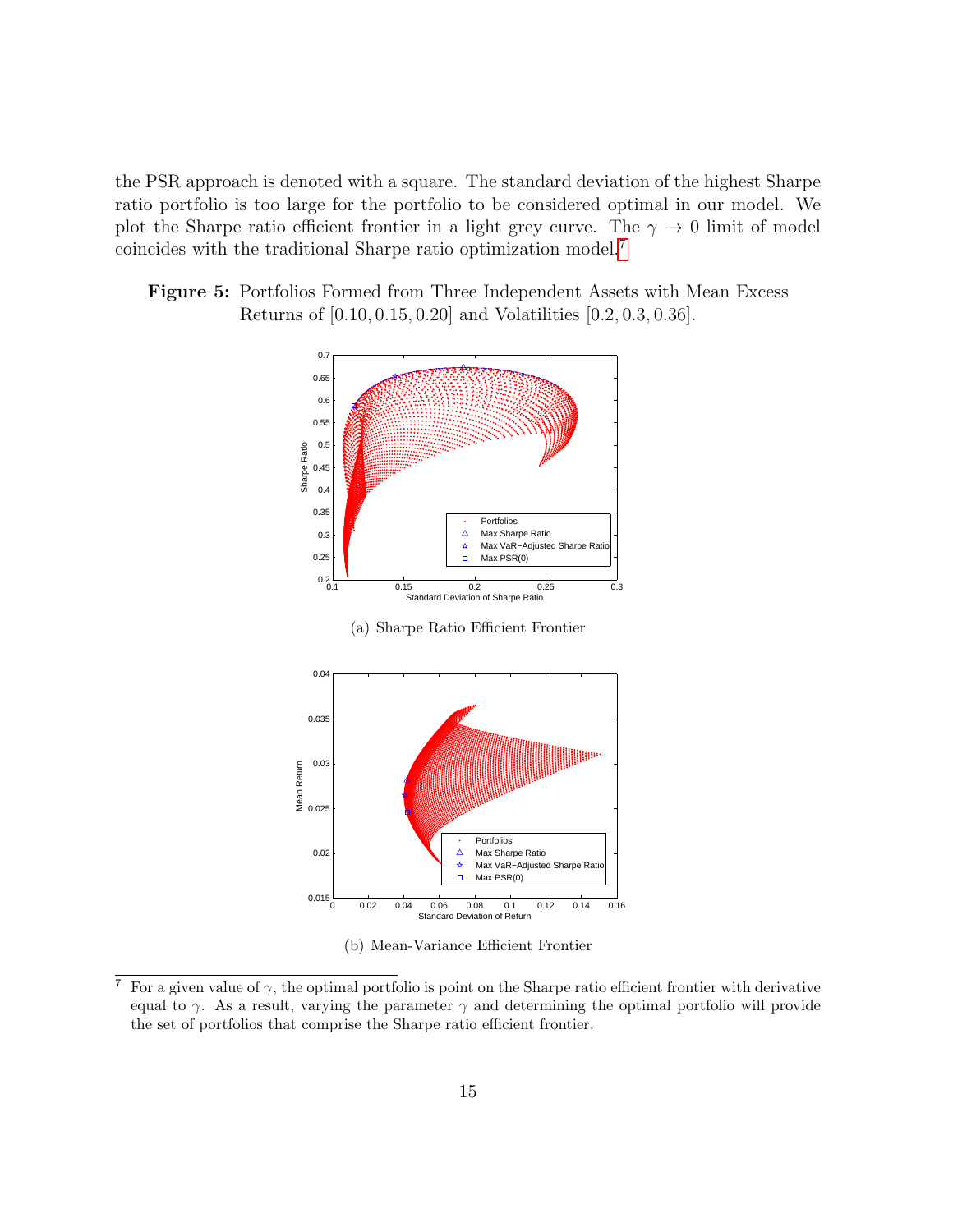the PSR approach is denoted with a square. The standard deviation of the highest Sharpe ratio portfolio is too large for the portfolio to be considered optimal in our model. We plot the Sharpe ratio efficient frontier in a light grey curve. The $\gamma \to 0$ limit of model coincides with the traditional Sharpe ratio optimization model.[7]

**Figure 5:** Portfolios Formed from Three Independent Assets with Mean Excess Returns of $[0.10, 0.15, 0.20]$ and Volatilities $[0.2, 0.3, 0.36]$.

(a) Sharpe Ratio Efficient Frontier

(b) Mean-Variance Efficient Frontier

---

[7] For a given value of $\gamma$, the optimal portfolio is point on the Sharpe ratio efficient frontier with derivative equal to $\gamma$. As a result, varying the parameter $\gamma$ and determining the optimal portfolio will provide the set of portfolios that comprise the Sharpe ratio efficient frontier.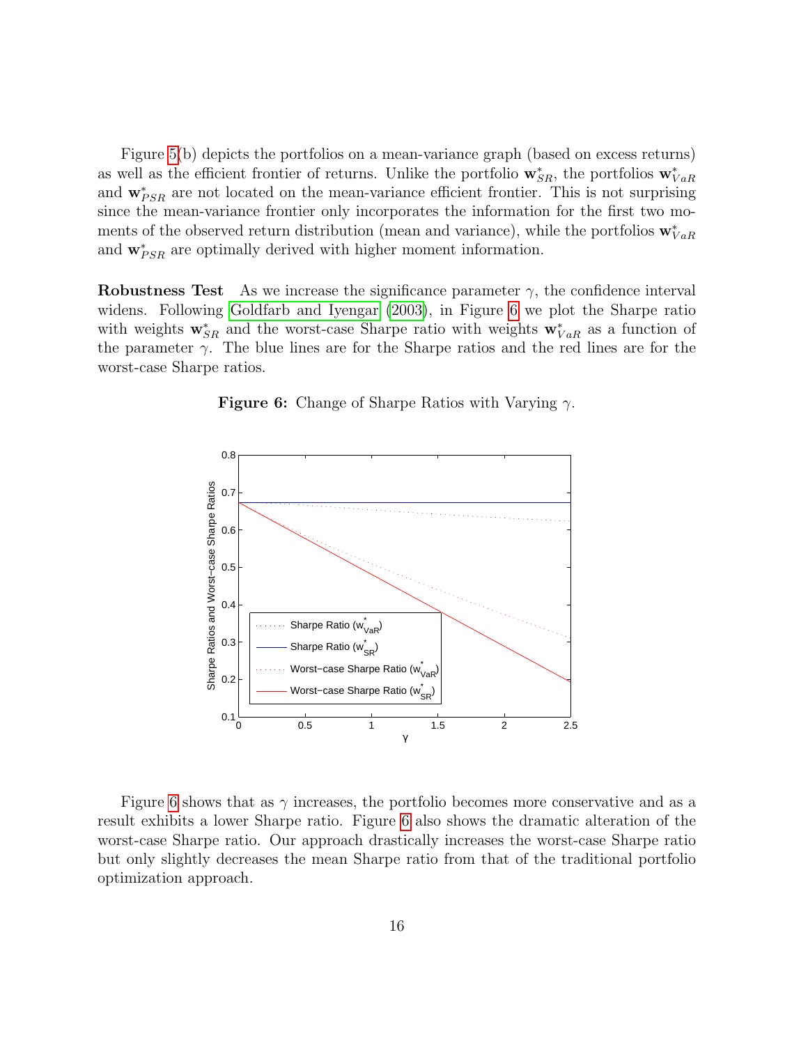Figure 5(b) depicts the portfolios on a mean-variance graph (based on excess returns) as well as the efficient frontier of returns. Unlike the portfolio $\mathbf{w}^*_{SR}$, the portfolios $\mathbf{w}^*_{VaR}$ and $\mathbf{w}^*_{PSR}$ are not located on the mean-variance efficient frontier. This is not surprising since the mean-variance frontier only incorporates the information for the first two moments of the observed return distribution (mean and variance), while the portfolios $\mathbf{w}^*_{VaR}$ and $\mathbf{w}^*_{PSR}$ are optimally derived with higher moment information.

**Robustness Test** As we increase the significance parameter $\gamma$, the confidence interval widens. Following Goldfarb and Iyengar (2003), in Figure 6 we plot the Sharpe ratio with weights $\mathbf{w}^*_{SR}$ and the worst-case Sharpe ratio with weights $\mathbf{w}^*_{VaR}$ as a function of the parameter $\gamma$. The blue lines are for the Sharpe ratios and the red lines are for the worst-case Sharpe ratios.

**Figure 6:** Change of Sharpe Ratios with Varying $\gamma$.

Figure 6 shows that as $\gamma$ increases, the portfolio becomes more conservative and as a result exhibits a lower Sharpe ratio. Figure 6 also shows the dramatic alteration of the worst-case Sharpe ratio. Our approach drastically increases the worst-case Sharpe ratio but only slightly decreases the mean Sharpe ratio from that of the traditional portfolio optimization approach.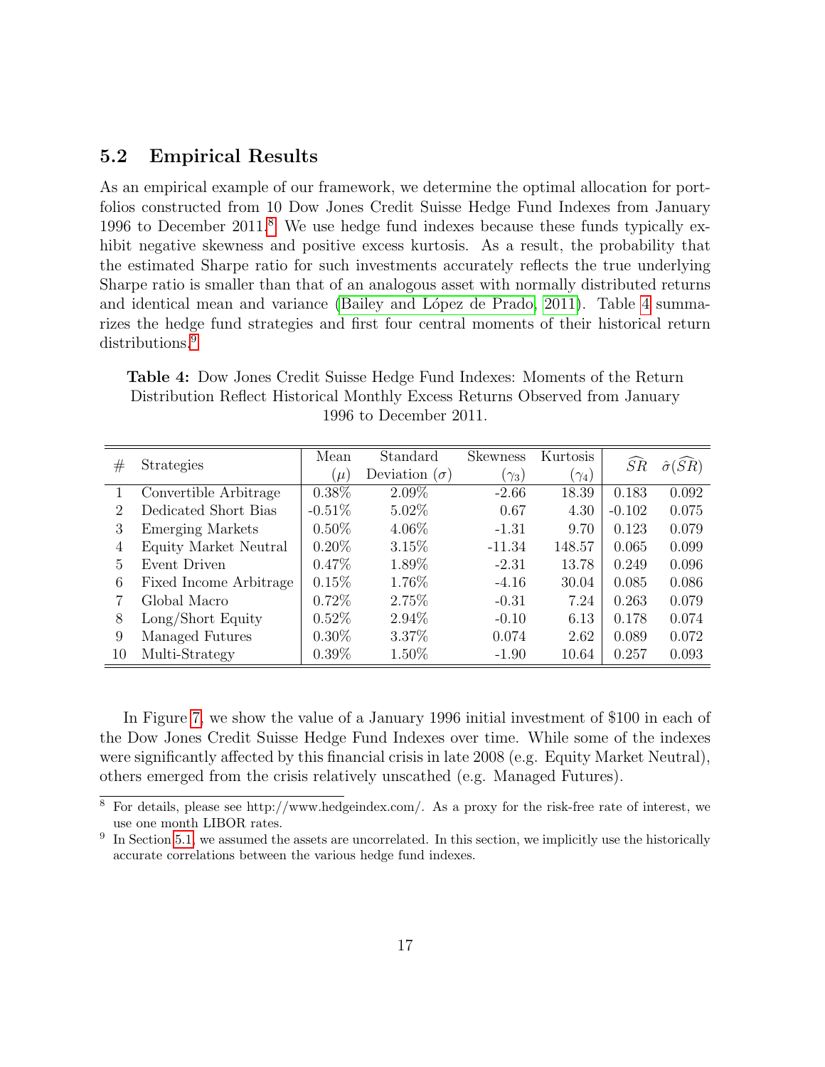## 5.2 Empirical Results

As an empirical example of our framework, we determine the optimal allocation for portfolios constructed from 10 Dow Jones Credit Suisse Hedge Fund Indexes from January 1996 to December 2011.[8] We use hedge fund indexes because these funds typically exhibit negative skewness and positive excess kurtosis. As a result, the probability that the estimated Sharpe ratio for such investments accurately reflects the true underlying Sharpe ratio is smaller than that of an analogous asset with normally distributed returns and identical mean and variance (Bailey and López de Prado, 2011). Table 4 summarizes the hedge fund strategies and first four central moments of their historical return distributions.[9]

**Table 4:** Dow Jones Credit Suisse Hedge Fund Indexes: Moments of the Return Distribution Reflect Historical Monthly Excess Returns Observed from January 1996 to December 2011.

| # | Strategies | Mean ($\mu$) | Standard Deviation ($\sigma$) | Skewness ($\gamma_3$) | Kurtosis ($\gamma_4$) | $\widehat{SR}$ | $\hat{\sigma}(\widehat{SR})$ |
|---|---|---|---|---|---|---|---|
| 1 | Convertible Arbitrage | 0.38% | 2.09% | -2.66 | 18.39 | 0.183 | 0.092 |
| 2 | Dedicated Short Bias | -0.51% | 5.02% | 0.67 | 4.30 | -0.102 | 0.075 |
| 3 | Emerging Markets | 0.50% | 4.06% | -1.31 | 9.70 | 0.123 | 0.079 |
| 4 | Equity Market Neutral | 0.20% | 3.15% | -11.34 | 148.57 | 0.065 | 0.099 |
| 5 | Event Driven | 0.47% | 1.89% | -2.31 | 13.78 | 0.249 | 0.096 |
| 6 | Fixed Income Arbitrage | 0.15% | 1.76% | -4.16 | 30.04 | 0.085 | 0.086 |
| 7 | Global Macro | 0.72% | 2.75% | -0.31 | 7.24 | 0.263 | 0.079 |
| 8 | Long/Short Equity | 0.52% | 2.94% | -0.10 | 6.13 | 0.178 | 0.074 |
| 9 | Managed Futures | 0.30% | 3.37% | 0.074 | 2.62 | 0.089 | 0.072 |
| 10 | Multi-Strategy | 0.39% | 1.50% | -1.90 | 10.64 | 0.257 | 0.093 |

In Figure 7, we show the value of a January 1996 initial investment of \$100 in each of the Dow Jones Credit Suisse Hedge Fund Indexes over time. While some of the indexes were significantly affected by this financial crisis in late 2008 (e.g. Equity Market Neutral), others emerged from the crisis relatively unscathed (e.g. Managed Futures).

[8] For details, please see http://www.hedgeindex.com/. As a proxy for the risk-free rate of interest, we use one month LIBOR rates.

[9] In Section 5.1, we assumed the assets are uncorrelated. In this section, we implicitly use the historically accurate correlations between the various hedge fund indexes.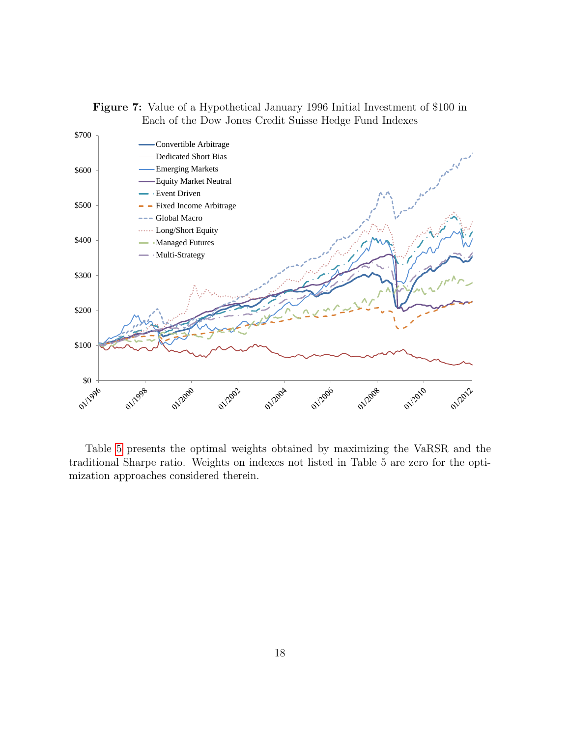**Figure 7:** Value of a Hypothetical January 1996 Initial Investment of $100 in Each of the Dow Jones Credit Suisse Hedge Fund Indexes

Table 5 presents the optimal weights obtained by maximizing the VaRSR and the traditional Sharpe ratio. Weights on indexes not listed in Table 5 are zero for the optimization approaches considered therein.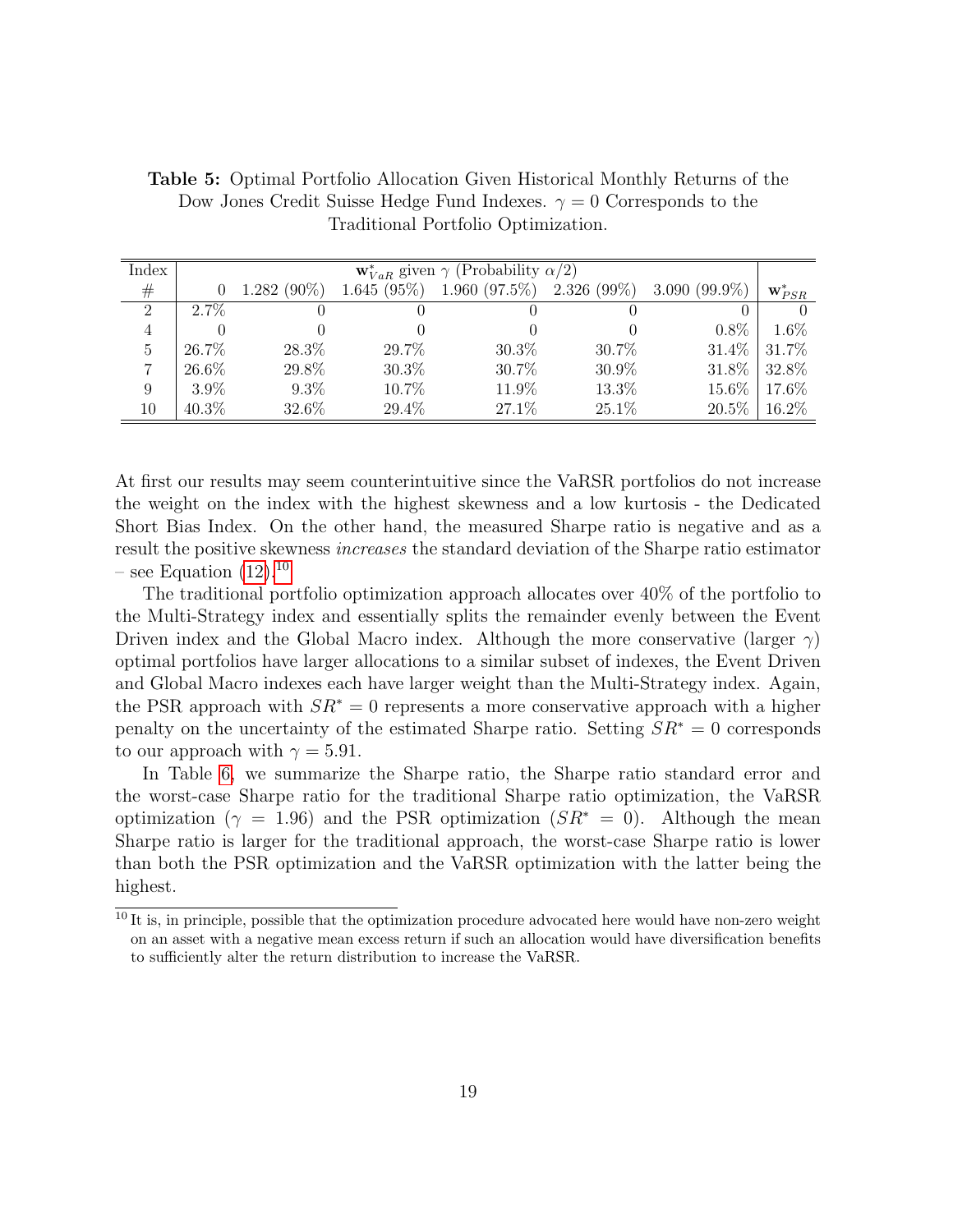**Table 5:** Optimal Portfolio Allocation Given Historical Monthly Returns of the Dow Jones Credit Suisse Hedge Fund Indexes. $\gamma = 0$ Corresponds to the Traditional Portfolio Optimization.

| Index | $\mathbf{w}^*_{VaR}$ given $\gamma$ (Probability $\alpha/2$) | | | | | | |
|---|---|---|---|---|---|---|---|
| # | 0 | 1.282 (90%) | 1.645 (95%) | 1.960 (97.5%) | 2.326 (99%) | 3.090 (99.9%) | $\mathbf{w}^*_{PSR}$ |
| 2 | 2.7% | 0 | 0 | 0 | 0 | 0 | 0 |
| 4 | 0 | 0 | 0 | 0 | 0 | 0.8% | 1.6% |
| 5 | 26.7% | 28.3% | 29.7% | 30.3% | 30.7% | 31.4% | 31.7% |
| 7 | 26.6% | 29.8% | 30.3% | 30.7% | 30.9% | 31.8% | 32.8% |
| 9 | 3.9% | 9.3% | 10.7% | 11.9% | 13.3% | 15.6% | 17.6% |
| 10 | 40.3% | 32.6% | 29.4% | 27.1% | 25.1% | 20.5% | 16.2% |

At first our results may seem counterintuitive since the VaRSR portfolios do not increase the weight on the index with the highest skewness and a low kurtosis - the Dedicated Short Bias Index. On the other hand, the measured Sharpe ratio is negative and as a result the positive skewness *increases* the standard deviation of the Sharpe ratio estimator – see Equation (12).[10]

The traditional portfolio optimization approach allocates over 40% of the portfolio to the Multi-Strategy index and essentially splits the remainder evenly between the Event Driven index and the Global Macro index. Although the more conservative (larger $\gamma$) optimal portfolios have larger allocations to a similar subset of indexes, the Event Driven and Global Macro indexes each have larger weight than the Multi-Strategy index. Again, the PSR approach with $SR^* = 0$ represents a more conservative approach with a higher penalty on the uncertainty of the estimated Sharpe ratio. Setting $SR^* = 0$ corresponds to our approach with $\gamma = 5.91$.

In Table 6, we summarize the Sharpe ratio, the Sharpe ratio standard error and the worst-case Sharpe ratio for the traditional Sharpe ratio optimization, the VaRSR optimization ($\gamma = 1.96$) and the PSR optimization ($SR^* = 0$). Although the mean Sharpe ratio is larger for the traditional approach, the worst-case Sharpe ratio is lower than both the PSR optimization and the VaRSR optimization with the latter being the highest.

[10] It is, in principle, possible that the optimization procedure advocated here would have non-zero weight on an asset with a negative mean excess return if such an allocation would have diversification benefits to sufficiently alter the return distribution to increase the VaRSR.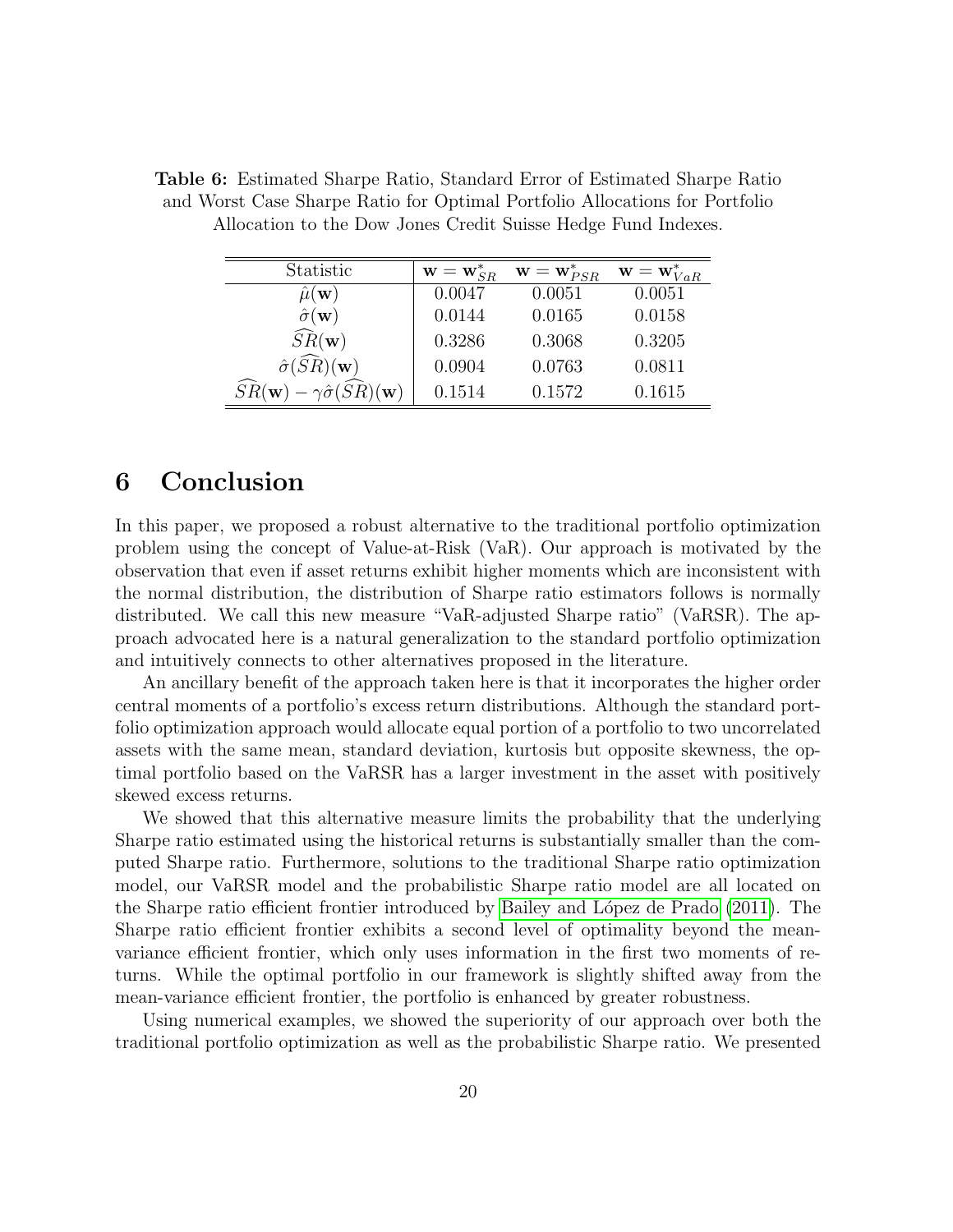**Table 6:** Estimated Sharpe Ratio, Standard Error of Estimated Sharpe Ratio and Worst Case Sharpe Ratio for Optimal Portfolio Allocations for Portfolio Allocation to the Dow Jones Credit Suisse Hedge Fund Indexes.

| Statistic | $\mathbf{w} = \mathbf{w}^*_{SR}$ | $\mathbf{w} = \mathbf{w}^*_{PSR}$ | $\mathbf{w} = \mathbf{w}^*_{VaR}$ |
|---|---|---|---|
| $\hat{\mu}(\mathbf{w})$ | 0.0047 | 0.0051 | 0.0051 |
| $\hat{\sigma}(\mathbf{w})$ | 0.0144 | 0.0165 | 0.0158 |
| $\widehat{SR}(\mathbf{w})$ | 0.3286 | 0.3068 | 0.3205 |
| $\hat{\sigma}(\widehat{SR})(\mathbf{w})$ | 0.0904 | 0.0763 | 0.0811 |
| $\widehat{SR}(\mathbf{w}) - \gamma\hat{\sigma}(\widehat{SR})(\mathbf{w})$ | 0.1514 | 0.1572 | 0.1615 |

# 6 Conclusion

In this paper, we proposed a robust alternative to the traditional portfolio optimization problem using the concept of Value-at-Risk (VaR). Our approach is motivated by the observation that even if asset returns exhibit higher moments which are inconsistent with the normal distribution, the distribution of Sharpe ratio estimators follows is normally distributed. We call this new measure "VaR-adjusted Sharpe ratio" (VaRSR). The approach advocated here is a natural generalization to the standard portfolio optimization and intuitively connects to other alternatives proposed in the literature.

An ancillary benefit of the approach taken here is that it incorporates the higher order central moments of a portfolio's excess return distributions. Although the standard portfolio optimization approach would allocate equal portion of a portfolio to two uncorrelated assets with the same mean, standard deviation, kurtosis but opposite skewness, the optimal portfolio based on the VaRSR has a larger investment in the asset with positively skewed excess returns.

We showed that this alternative measure limits the probability that the underlying Sharpe ratio estimated using the historical returns is substantially smaller than the computed Sharpe ratio. Furthermore, solutions to the traditional Sharpe ratio optimization model, our VaRSR model and the probabilistic Sharpe ratio model are all located on the Sharpe ratio efficient frontier introduced by Bailey and López de Prado (2011). The Sharpe ratio efficient frontier exhibits a second level of optimality beyond the mean-variance efficient frontier, which only uses information in the first two moments of returns. While the optimal portfolio in our framework is slightly shifted away from the mean-variance efficient frontier, the portfolio is enhanced by greater robustness.

Using numerical examples, we showed the superiority of our approach over both the traditional portfolio optimization as well as the probabilistic Sharpe ratio. We presented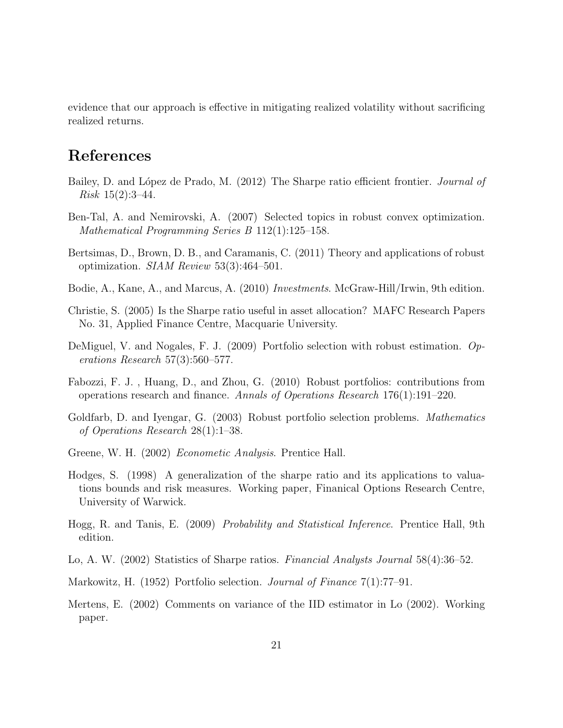evidence that our approach is effective in mitigating realized volatility without sacrificing realized returns.

# References

Bailey, D. and López de Prado, M. (2012) The Sharpe ratio efficient frontier. *Journal of Risk* 15(2):3–44.

Ben-Tal, A. and Nemirovski, A. (2007) Selected topics in robust convex optimization. *Mathematical Programming Series B* 112(1):125–158.

Bertsimas, D., Brown, D. B., and Caramanis, C. (2011) Theory and applications of robust optimization. *SIAM Review* 53(3):464–501.

Bodie, A., Kane, A., and Marcus, A. (2010) *Investments*. McGraw-Hill/Irwin, 9th edition.

Christie, S. (2005) Is the Sharpe ratio useful in asset allocation? MAFC Research Papers No. 31, Applied Finance Centre, Macquarie University.

DeMiguel, V. and Nogales, F. J. (2009) Portfolio selection with robust estimation. *Operations Research* 57(3):560–577.

Fabozzi, F. J. , Huang, D., and Zhou, G. (2010) Robust portfolios: contributions from operations research and finance. *Annals of Operations Research* 176(1):191–220.

Goldfarb, D. and Iyengar, G. (2003) Robust portfolio selection problems. *Mathematics of Operations Research* 28(1):1–38.

Greene, W. H. (2002) *Econometic Analysis*. Prentice Hall.

Hodges, S. (1998) A generalization of the sharpe ratio and its applications to valuations bounds and risk measures. Working paper, Finanical Options Research Centre, University of Warwick.

Hogg, R. and Tanis, E. (2009) *Probability and Statistical Inference*. Prentice Hall, 9th edition.

Lo, A. W. (2002) Statistics of Sharpe ratios. *Financial Analysts Journal* 58(4):36–52.

Markowitz, H. (1952) Portfolio selection. *Journal of Finance* 7(1):77–91.

Mertens, E. (2002) Comments on variance of the IID estimator in Lo (2002). Working paper.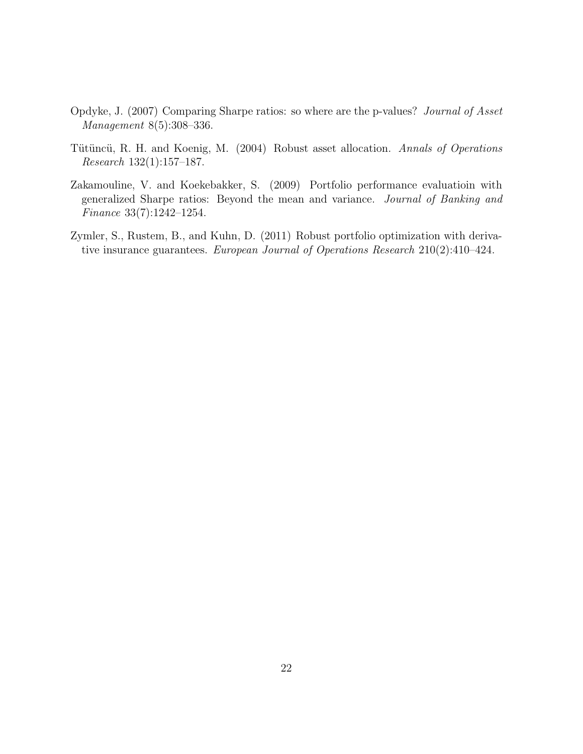Opdyke, J. (2007) Comparing Sharpe ratios: so where are the p-values? *Journal of Asset Management* 8(5):308–336.

Tütüncü, R. H. and Koenig, M. (2004) Robust asset allocation. *Annals of Operations Research* 132(1):157–187.

Zakamouline, V. and Koekebakker, S. (2009) Portfolio performance evaluatioin with generalized Sharpe ratios: Beyond the mean and variance. *Journal of Banking and Finance* 33(7):1242–1254.

Zymler, S., Rustem, B., and Kuhn, D. (2011) Robust portfolio optimization with derivative insurance guarantees. *European Journal of Operations Research* 210(2):410–424.